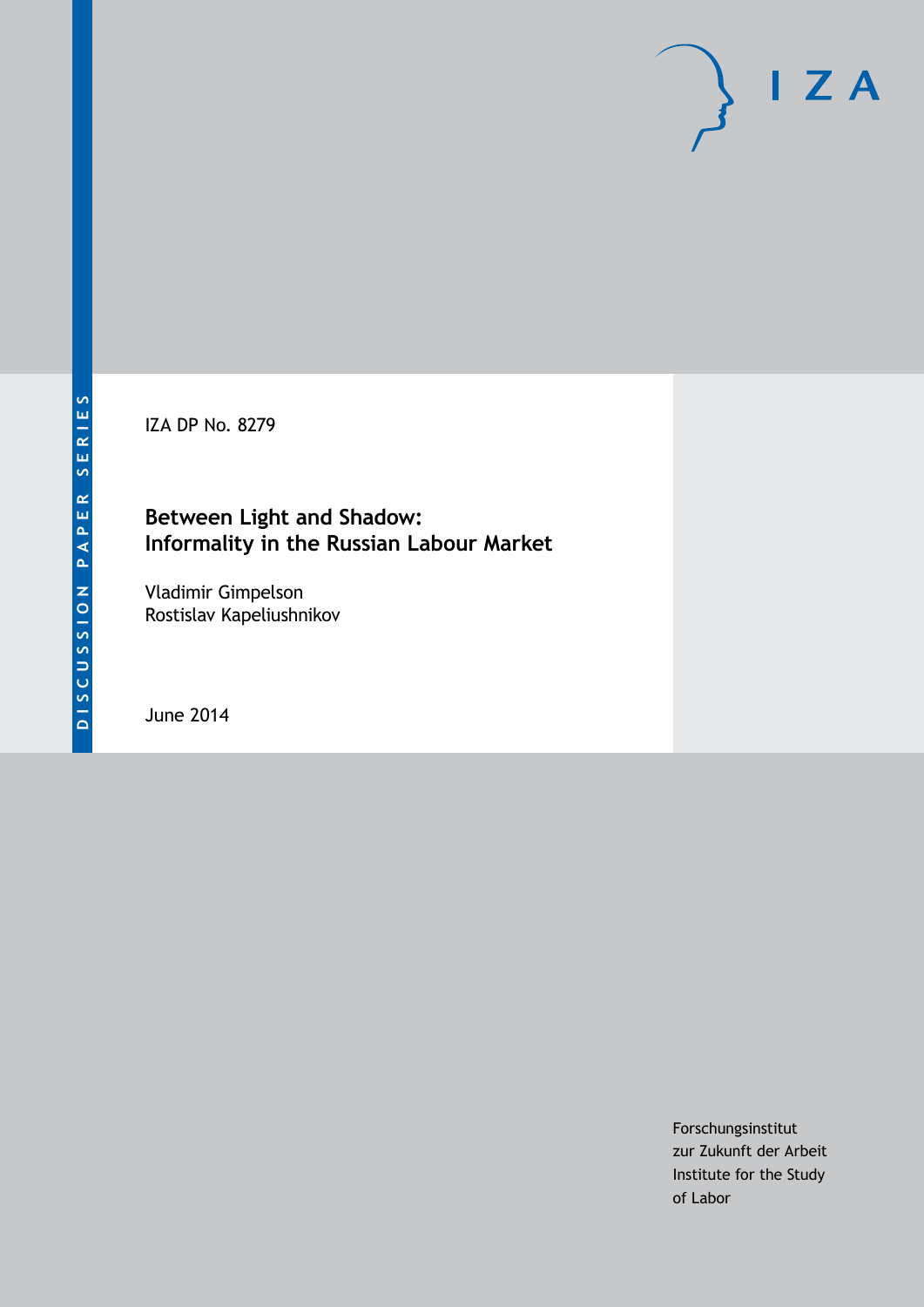DISCUSSION PAPER SERIES

IZA DP No. 8279

# Between Light and Shadow: Informality in the Russian Labour Market

Vladimir Gimpelson
Rostislav Kapeliushnikov

June 2014

Forschungsinstitut
zur Zukunft der Arbeit
Institute for the Study
of Labor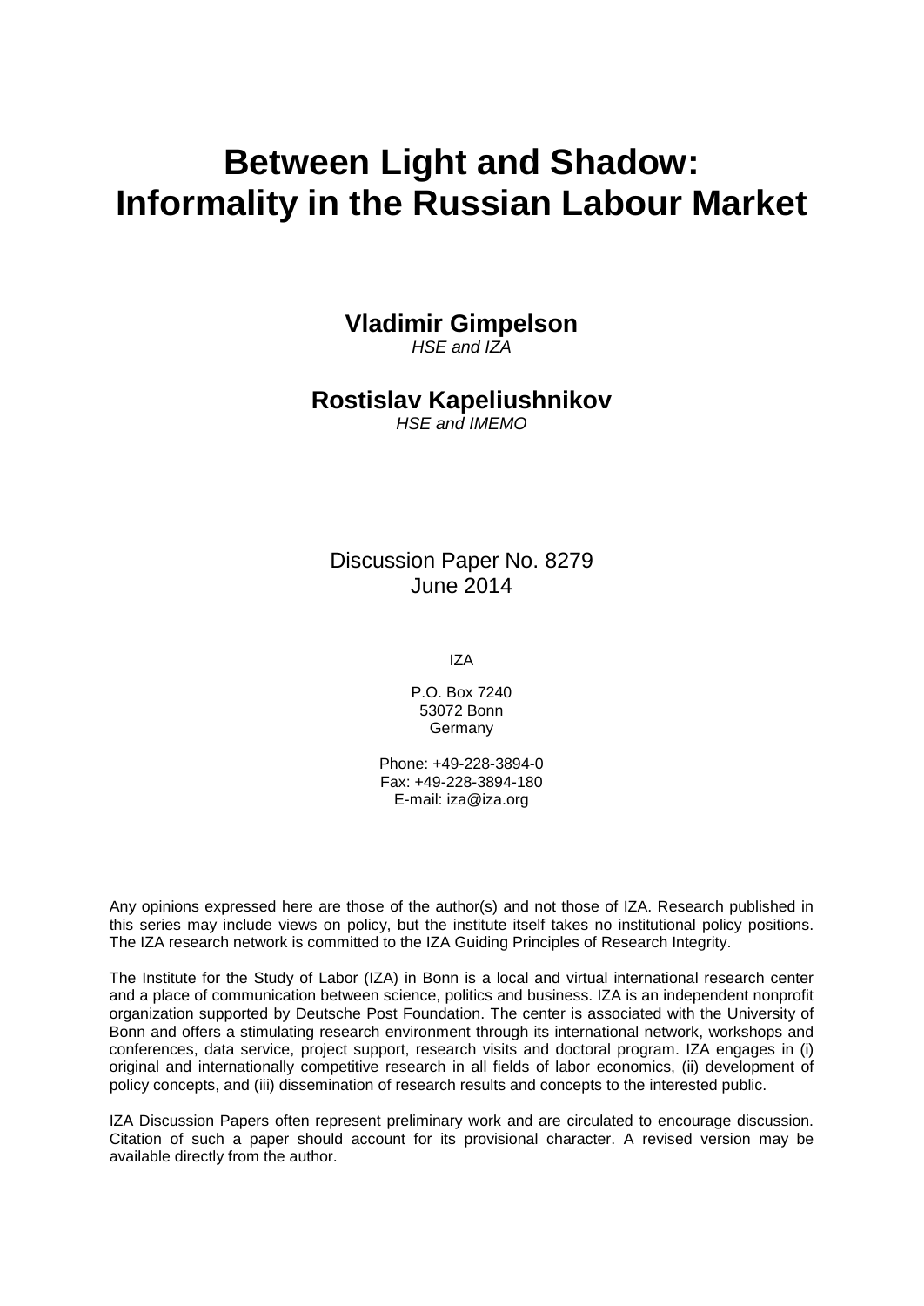# Between Light and Shadow: Informality in the Russian Labour Market

**Vladimir Gimpelson**
*HSE and IZA*

**Rostislav Kapeliushnikov**
*HSE and IMEMO*

Discussion Paper No. 8279
June 2014

IZA

P.O. Box 7240
53072 Bonn
Germany

Phone: +49-228-3894-0
Fax: +49-228-3894-180
E-mail: iza@iza.org

Any opinions expressed here are those of the author(s) and not those of IZA. Research published in this series may include views on policy, but the institute itself takes no institutional policy positions. The IZA research network is committed to the IZA Guiding Principles of Research Integrity.

The Institute for the Study of Labor (IZA) in Bonn is a local and virtual international research center and a place of communication between science, politics and business. IZA is an independent nonprofit organization supported by Deutsche Post Foundation. The center is associated with the University of Bonn and offers a stimulating research environment through its international network, workshops and conferences, data service, project support, research visits and doctoral program. IZA engages in (i) original and internationally competitive research in all fields of labor economics, (ii) development of policy concepts, and (iii) dissemination of research results and concepts to the interested public.

IZA Discussion Papers often represent preliminary work and are circulated to encourage discussion. Citation of such a paper should account for its provisional character. A revised version may be available directly from the author.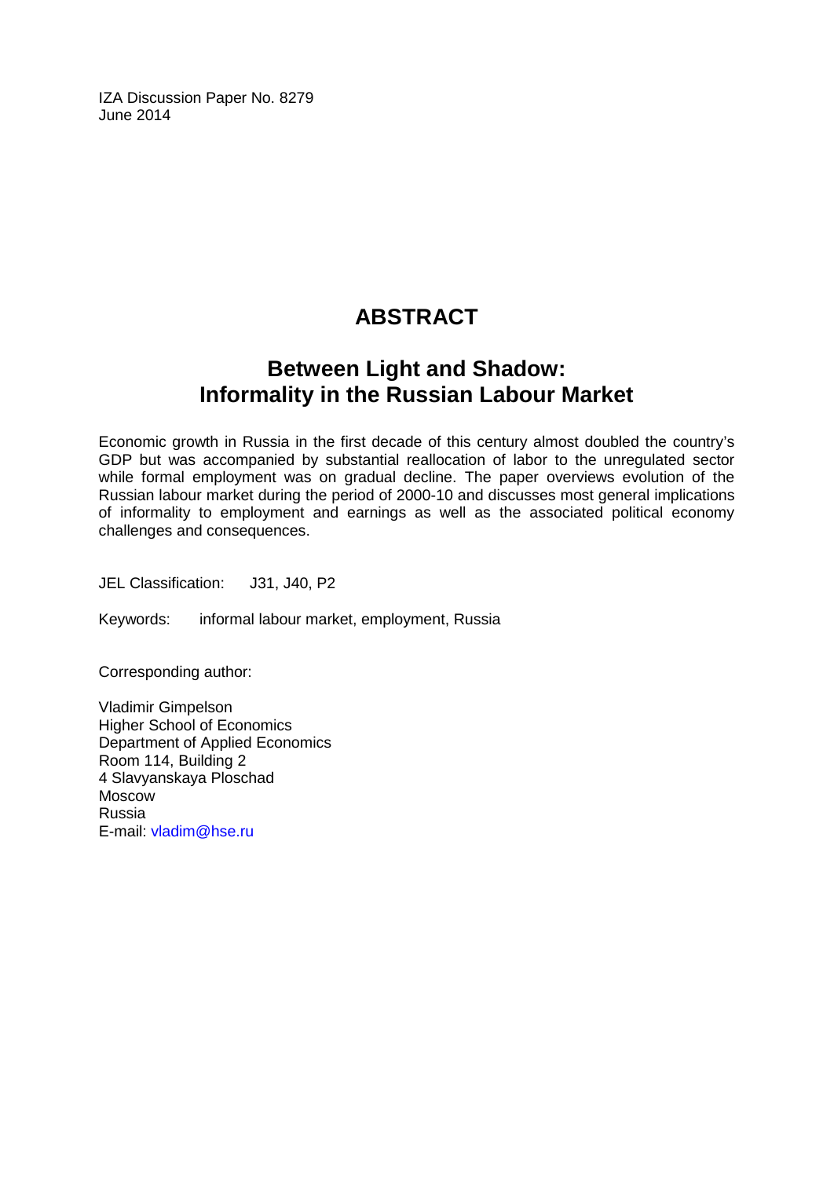IZA Discussion Paper No. 8279
June 2014

# ABSTRACT

## Between Light and Shadow: Informality in the Russian Labour Market

Economic growth in Russia in the first decade of this century almost doubled the country's GDP but was accompanied by substantial reallocation of labor to the unregulated sector while formal employment was on gradual decline. The paper overviews evolution of the Russian labour market during the period of 2000-10 and discusses most general implications of informality to employment and earnings as well as the associated political economy challenges and consequences.

JEL Classification: J31, J40, P2

Keywords: informal labour market, employment, Russia

Corresponding author:

Vladimir Gimpelson
Higher School of Economics
Department of Applied Economics
Room 114, Building 2
4 Slavyanskaya Ploschad
Moscow
Russia
E-mail: vladim@hse.ru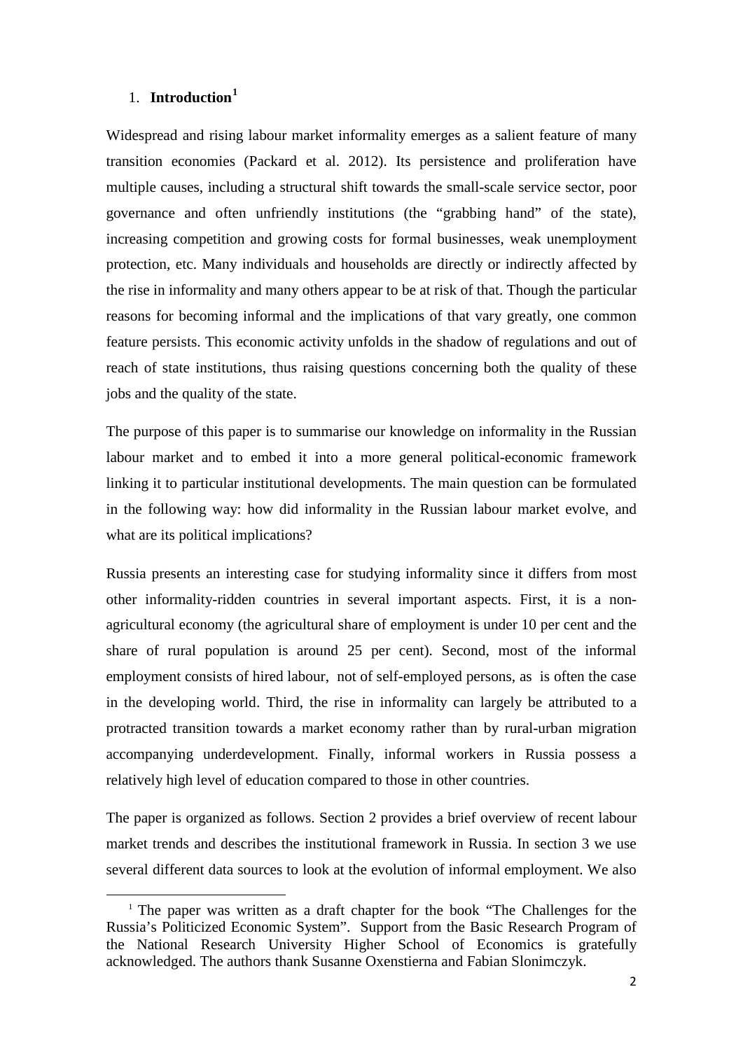## 1. Introduction[1]

Widespread and rising labour market informality emerges as a salient feature of many transition economies (Packard et al. 2012). Its persistence and proliferation have multiple causes, including a structural shift towards the small-scale service sector, poor governance and often unfriendly institutions (the "grabbing hand" of the state), increasing competition and growing costs for formal businesses, weak unemployment protection, etc. Many individuals and households are directly or indirectly affected by the rise in informality and many others appear to be at risk of that. Though the particular reasons for becoming informal and the implications of that vary greatly, one common feature persists. This economic activity unfolds in the shadow of regulations and out of reach of state institutions, thus raising questions concerning both the quality of these jobs and the quality of the state.

The purpose of this paper is to summarise our knowledge on informality in the Russian labour market and to embed it into a more general political-economic framework linking it to particular institutional developments. The main question can be formulated in the following way: how did informality in the Russian labour market evolve, and what are its political implications?

Russia presents an interesting case for studying informality since it differs from most other informality-ridden countries in several important aspects. First, it is a non-agricultural economy (the agricultural share of employment is under 10 per cent and the share of rural population is around 25 per cent). Second, most of the informal employment consists of hired labour, not of self-employed persons, as is often the case in the developing world. Third, the rise in informality can largely be attributed to a protracted transition towards a market economy rather than by rural-urban migration accompanying underdevelopment. Finally, informal workers in Russia possess a relatively high level of education compared to those in other countries.

The paper is organized as follows. Section 2 provides a brief overview of recent labour market trends and describes the institutional framework in Russia. In section 3 we use several different data sources to look at the evolution of informal employment. We also

[1] The paper was written as a draft chapter for the book "The Challenges for the Russia's Politicized Economic System". Support from the Basic Research Program of the National Research University Higher School of Economics is gratefully acknowledged. The authors thank Susanne Oxenstierna and Fabian Slonimczyk.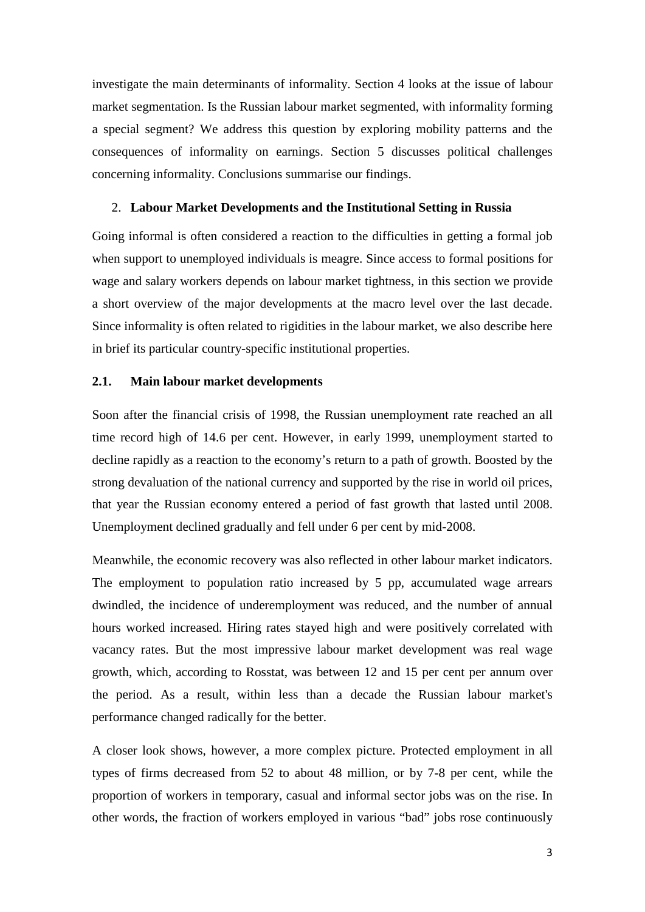investigate the main determinants of informality. Section 4 looks at the issue of labour market segmentation. Is the Russian labour market segmented, with informality forming a special segment? We address this question by exploring mobility patterns and the consequences of informality on earnings. Section 5 discusses political challenges concerning informality. Conclusions summarise our findings.

## 2. Labour Market Developments and the Institutional Setting in Russia

Going informal is often considered a reaction to the difficulties in getting a formal job when support to unemployed individuals is meagre. Since access to formal positions for wage and salary workers depends on labour market tightness, in this section we provide a short overview of the major developments at the macro level over the last decade. Since informality is often related to rigidities in the labour market, we also describe here in brief its particular country-specific institutional properties.

### 2.1. Main labour market developments

Soon after the financial crisis of 1998, the Russian unemployment rate reached an all time record high of 14.6 per cent. However, in early 1999, unemployment started to decline rapidly as a reaction to the economy's return to a path of growth. Boosted by the strong devaluation of the national currency and supported by the rise in world oil prices, that year the Russian economy entered a period of fast growth that lasted until 2008. Unemployment declined gradually and fell under 6 per cent by mid-2008.

Meanwhile, the economic recovery was also reflected in other labour market indicators. The employment to population ratio increased by 5 pp, accumulated wage arrears dwindled, the incidence of underemployment was reduced, and the number of annual hours worked increased. Hiring rates stayed high and were positively correlated with vacancy rates. But the most impressive labour market development was real wage growth, which, according to Rosstat, was between 12 and 15 per cent per annum over the period. As a result, within less than a decade the Russian labour market's performance changed radically for the better.

A closer look shows, however, a more complex picture. Protected employment in all types of firms decreased from 52 to about 48 million, or by 7-8 per cent, while the proportion of workers in temporary, casual and informal sector jobs was on the rise. In other words, the fraction of workers employed in various "bad" jobs rose continuously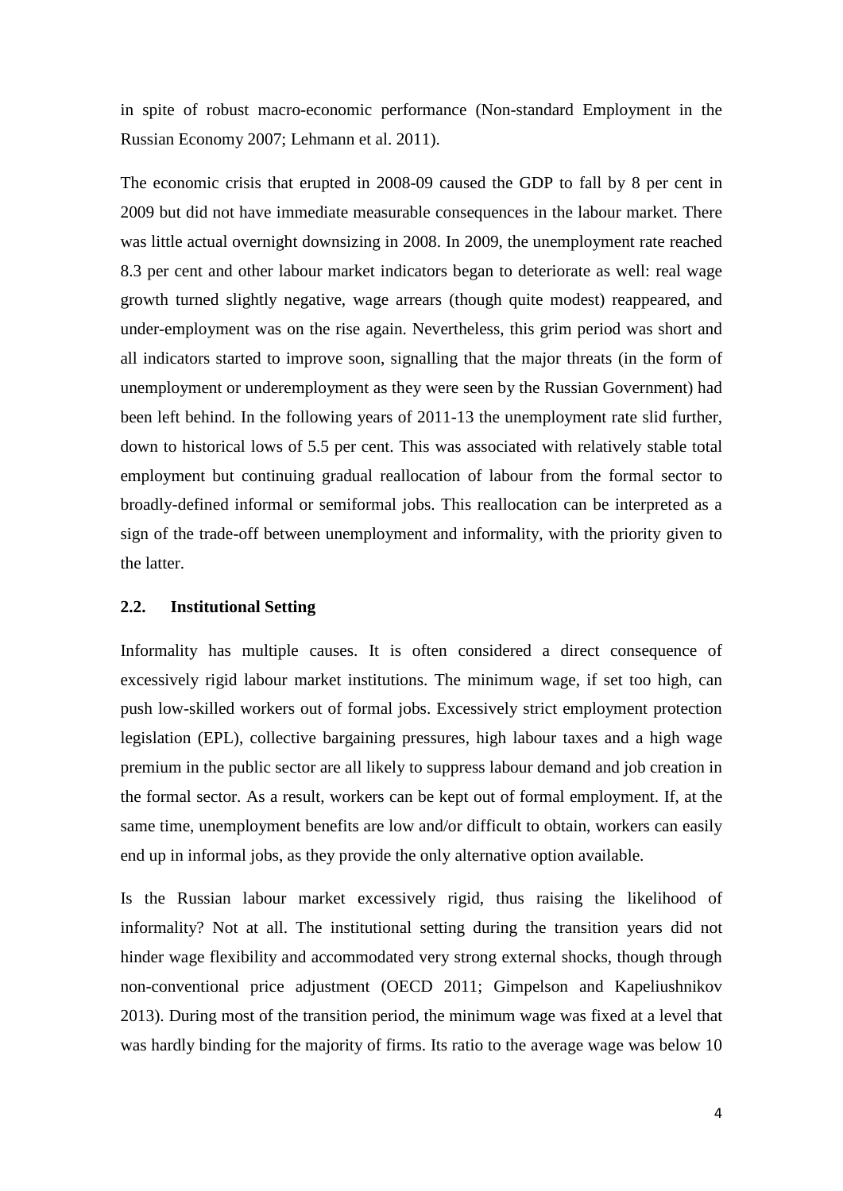in spite of robust macro-economic performance (Non-standard Employment in the Russian Economy 2007; Lehmann et al. 2011).

The economic crisis that erupted in 2008-09 caused the GDP to fall by 8 per cent in 2009 but did not have immediate measurable consequences in the labour market. There was little actual overnight downsizing in 2008. In 2009, the unemployment rate reached 8.3 per cent and other labour market indicators began to deteriorate as well: real wage growth turned slightly negative, wage arrears (though quite modest) reappeared, and under-employment was on the rise again. Nevertheless, this grim period was short and all indicators started to improve soon, signalling that the major threats (in the form of unemployment or underemployment as they were seen by the Russian Government) had been left behind. In the following years of 2011-13 the unemployment rate slid further, down to historical lows of 5.5 per cent. This was associated with relatively stable total employment but continuing gradual reallocation of labour from the formal sector to broadly-defined informal or semiformal jobs. This reallocation can be interpreted as a sign of the trade-off between unemployment and informality, with the priority given to the latter.

### 2.2. Institutional Setting

Informality has multiple causes. It is often considered a direct consequence of excessively rigid labour market institutions. The minimum wage, if set too high, can push low-skilled workers out of formal jobs. Excessively strict employment protection legislation (EPL), collective bargaining pressures, high labour taxes and a high wage premium in the public sector are all likely to suppress labour demand and job creation in the formal sector. As a result, workers can be kept out of formal employment. If, at the same time, unemployment benefits are low and/or difficult to obtain, workers can easily end up in informal jobs, as they provide the only alternative option available.

Is the Russian labour market excessively rigid, thus raising the likelihood of informality? Not at all. The institutional setting during the transition years did not hinder wage flexibility and accommodated very strong external shocks, though through non-conventional price adjustment (OECD 2011; Gimpelson and Kapeliushnikov 2013). During most of the transition period, the minimum wage was fixed at a level that was hardly binding for the majority of firms. Its ratio to the average wage was below 10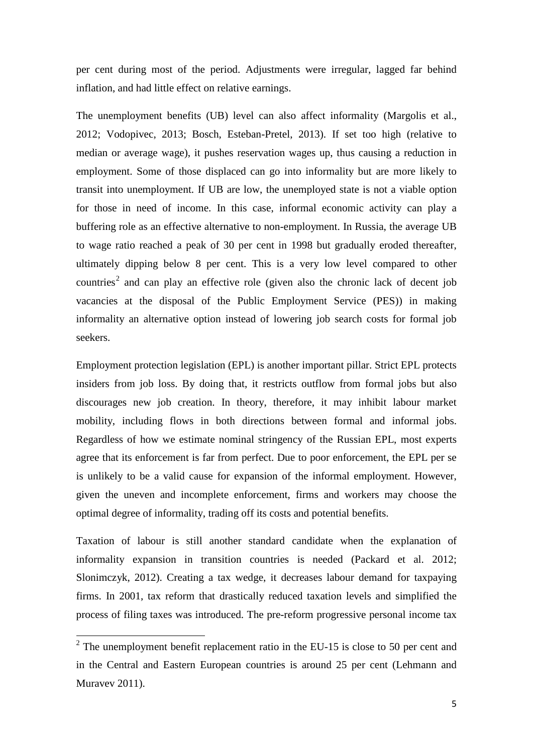per cent during most of the period. Adjustments were irregular, lagged far behind inflation, and had little effect on relative earnings.

The unemployment benefits (UB) level can also affect informality (Margolis et al., 2012; Vodopivec, 2013; Bosch, Esteban-Pretel, 2013). If set too high (relative to median or average wage), it pushes reservation wages up, thus causing a reduction in employment. Some of those displaced can go into informality but are more likely to transit into unemployment. If UB are low, the unemployed state is not a viable option for those in need of income. In this case, informal economic activity can play a buffering role as an effective alternative to non-employment. In Russia, the average UB to wage ratio reached a peak of 30 per cent in 1998 but gradually eroded thereafter, ultimately dipping below 8 per cent. This is a very low level compared to other countries[2] and can play an effective role (given also the chronic lack of decent job vacancies at the disposal of the Public Employment Service (PES)) in making informality an alternative option instead of lowering job search costs for formal job seekers.

Employment protection legislation (EPL) is another important pillar. Strict EPL protects insiders from job loss. By doing that, it restricts outflow from formal jobs but also discourages new job creation. In theory, therefore, it may inhibit labour market mobility, including flows in both directions between formal and informal jobs. Regardless of how we estimate nominal stringency of the Russian EPL, most experts agree that its enforcement is far from perfect. Due to poor enforcement, the EPL per se is unlikely to be a valid cause for expansion of the informal employment. However, given the uneven and incomplete enforcement, firms and workers may choose the optimal degree of informality, trading off its costs and potential benefits.

Taxation of labour is still another standard candidate when the explanation of informality expansion in transition countries is needed (Packard et al. 2012; Slonimczyk, 2012). Creating a tax wedge, it decreases labour demand for taxpaying firms. In 2001, tax reform that drastically reduced taxation levels and simplified the process of filing taxes was introduced. The pre-reform progressive personal income tax

[2] The unemployment benefit replacement ratio in the EU-15 is close to 50 per cent and in the Central and Eastern European countries is around 25 per cent (Lehmann and Muravev 2011).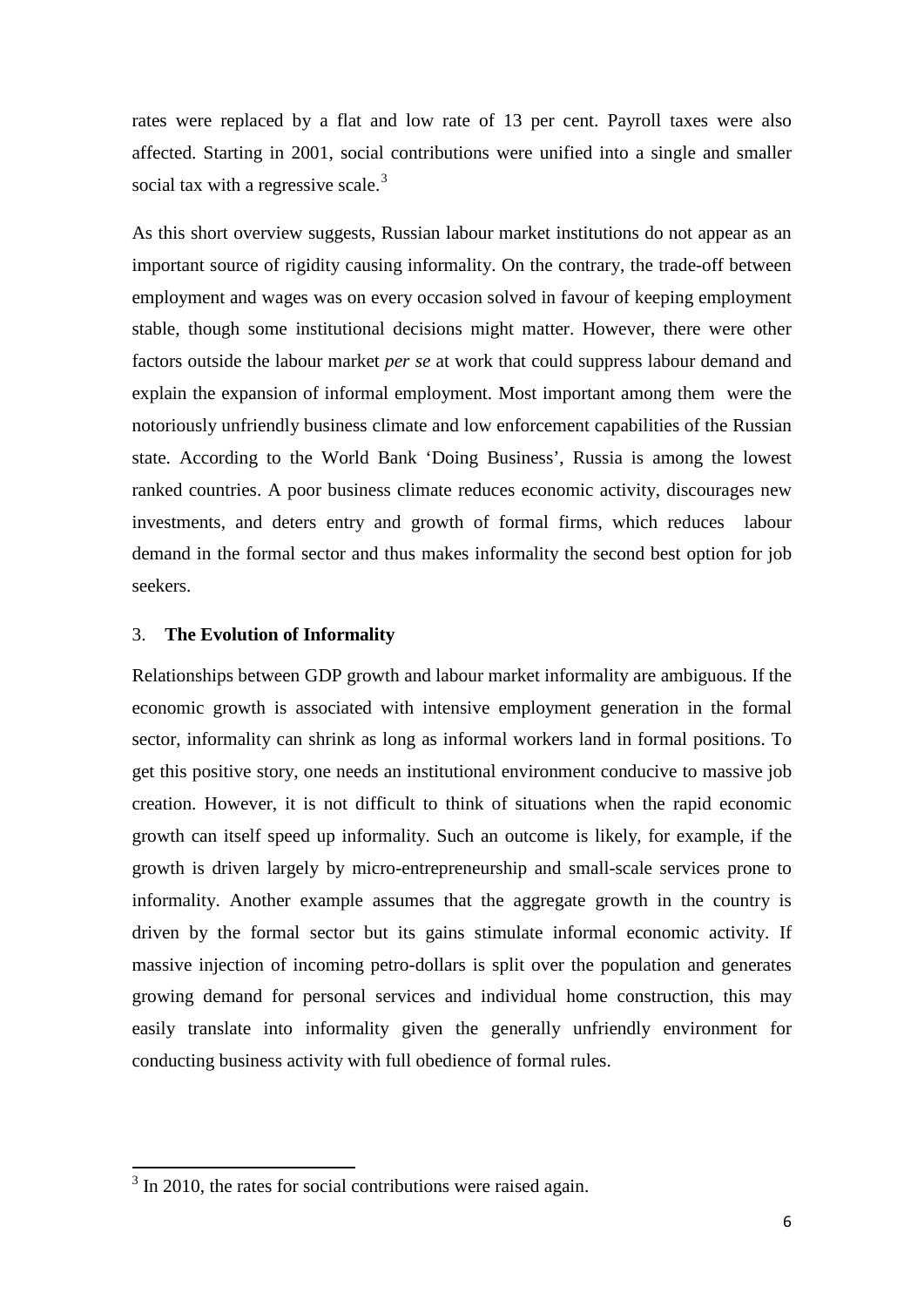rates were replaced by a flat and low rate of 13 per cent. Payroll taxes were also affected. Starting in 2001, social contributions were unified into a single and smaller social tax with a regressive scale.[3]

As this short overview suggests, Russian labour market institutions do not appear as an important source of rigidity causing informality. On the contrary, the trade-off between employment and wages was on every occasion solved in favour of keeping employment stable, though some institutional decisions might matter. However, there were other factors outside the labour market *per se* at work that could suppress labour demand and explain the expansion of informal employment. Most important among them were the notoriously unfriendly business climate and low enforcement capabilities of the Russian state. According to the World Bank 'Doing Business', Russia is among the lowest ranked countries. A poor business climate reduces economic activity, discourages new investments, and deters entry and growth of formal firms, which reduces labour demand in the formal sector and thus makes informality the second best option for job seekers.

## 3. The Evolution of Informality

Relationships between GDP growth and labour market informality are ambiguous. If the economic growth is associated with intensive employment generation in the formal sector, informality can shrink as long as informal workers land in formal positions. To get this positive story, one needs an institutional environment conducive to massive job creation. However, it is not difficult to think of situations when the rapid economic growth can itself speed up informality. Such an outcome is likely, for example, if the growth is driven largely by micro-entrepreneurship and small-scale services prone to informality. Another example assumes that the aggregate growth in the country is driven by the formal sector but its gains stimulate informal economic activity. If massive injection of incoming petro-dollars is split over the population and generates growing demand for personal services and individual home construction, this may easily translate into informality given the generally unfriendly environment for conducting business activity with full obedience of formal rules.

---

[3] In 2010, the rates for social contributions were raised again.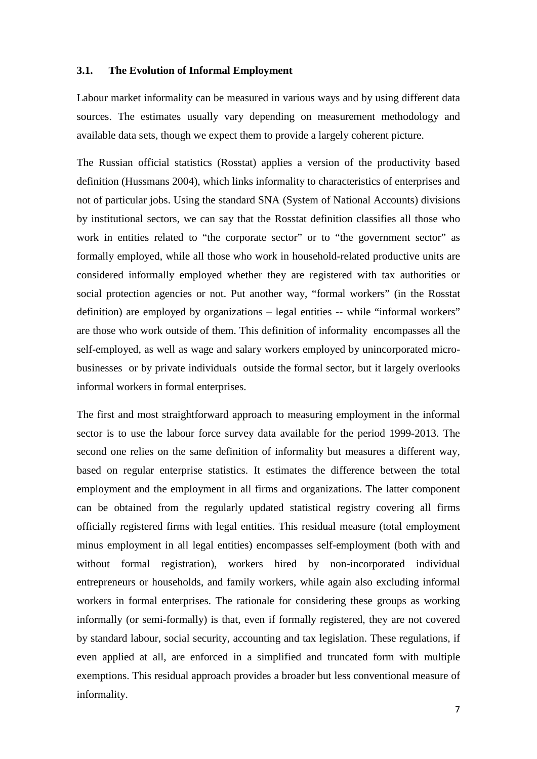### 3.1. The Evolution of Informal Employment

Labour market informality can be measured in various ways and by using different data sources. The estimates usually vary depending on measurement methodology and available data sets, though we expect them to provide a largely coherent picture.

The Russian official statistics (Rosstat) applies a version of the productivity based definition (Hussmans 2004), which links informality to characteristics of enterprises and not of particular jobs. Using the standard SNA (System of National Accounts) divisions by institutional sectors, we can say that the Rosstat definition classifies all those who work in entities related to "the corporate sector" or to "the government sector" as formally employed, while all those who work in household-related productive units are considered informally employed whether they are registered with tax authorities or social protection agencies or not. Put another way, "formal workers" (in the Rosstat definition) are employed by organizations – legal entities -- while "informal workers" are those who work outside of them. This definition of informality encompasses all the self-employed, as well as wage and salary workers employed by unincorporated micro-businesses or by private individuals outside the formal sector, but it largely overlooks informal workers in formal enterprises.

The first and most straightforward approach to measuring employment in the informal sector is to use the labour force survey data available for the period 1999-2013. The second one relies on the same definition of informality but measures a different way, based on regular enterprise statistics. It estimates the difference between the total employment and the employment in all firms and organizations. The latter component can be obtained from the regularly updated statistical registry covering all firms officially registered firms with legal entities. This residual measure (total employment minus employment in all legal entities) encompasses self-employment (both with and without formal registration), workers hired by non-incorporated individual entrepreneurs or households, and family workers, while again also excluding informal workers in formal enterprises. The rationale for considering these groups as working informally (or semi-formally) is that, even if formally registered, they are not covered by standard labour, social security, accounting and tax legislation. These regulations, if even applied at all, are enforced in a simplified and truncated form with multiple exemptions. This residual approach provides a broader but less conventional measure of informality.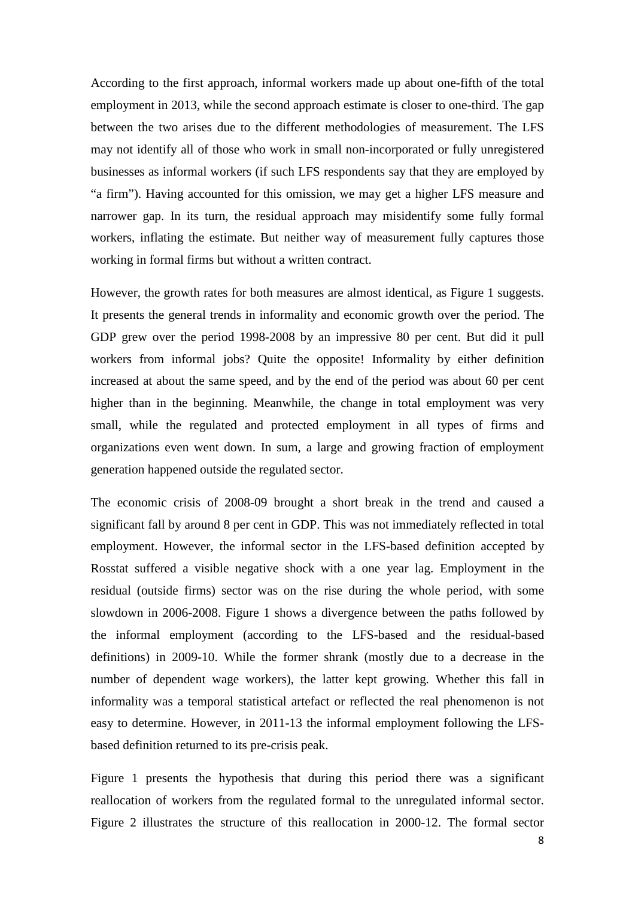According to the first approach, informal workers made up about one-fifth of the total employment in 2013, while the second approach estimate is closer to one-third. The gap between the two arises due to the different methodologies of measurement. The LFS may not identify all of those who work in small non-incorporated or fully unregistered businesses as informal workers (if such LFS respondents say that they are employed by "a firm"). Having accounted for this omission, we may get a higher LFS measure and narrower gap. In its turn, the residual approach may misidentify some fully formal workers, inflating the estimate. But neither way of measurement fully captures those working in formal firms but without a written contract.

However, the growth rates for both measures are almost identical, as Figure 1 suggests. It presents the general trends in informality and economic growth over the period. The GDP grew over the period 1998-2008 by an impressive 80 per cent. But did it pull workers from informal jobs? Quite the opposite! Informality by either definition increased at about the same speed, and by the end of the period was about 60 per cent higher than in the beginning. Meanwhile, the change in total employment was very small, while the regulated and protected employment in all types of firms and organizations even went down. In sum, a large and growing fraction of employment generation happened outside the regulated sector.

The economic crisis of 2008-09 brought a short break in the trend and caused a significant fall by around 8 per cent in GDP. This was not immediately reflected in total employment. However, the informal sector in the LFS-based definition accepted by Rosstat suffered a visible negative shock with a one year lag. Employment in the residual (outside firms) sector was on the rise during the whole period, with some slowdown in 2006-2008. Figure 1 shows a divergence between the paths followed by the informal employment (according to the LFS-based and the residual-based definitions) in 2009-10. While the former shrank (mostly due to a decrease in the number of dependent wage workers), the latter kept growing. Whether this fall in informality was a temporal statistical artefact or reflected the real phenomenon is not easy to determine. However, in 2011-13 the informal employment following the LFS-based definition returned to its pre-crisis peak.

Figure 1 presents the hypothesis that during this period there was a significant reallocation of workers from the regulated formal to the unregulated informal sector. Figure 2 illustrates the structure of this reallocation in 2000-12. The formal sector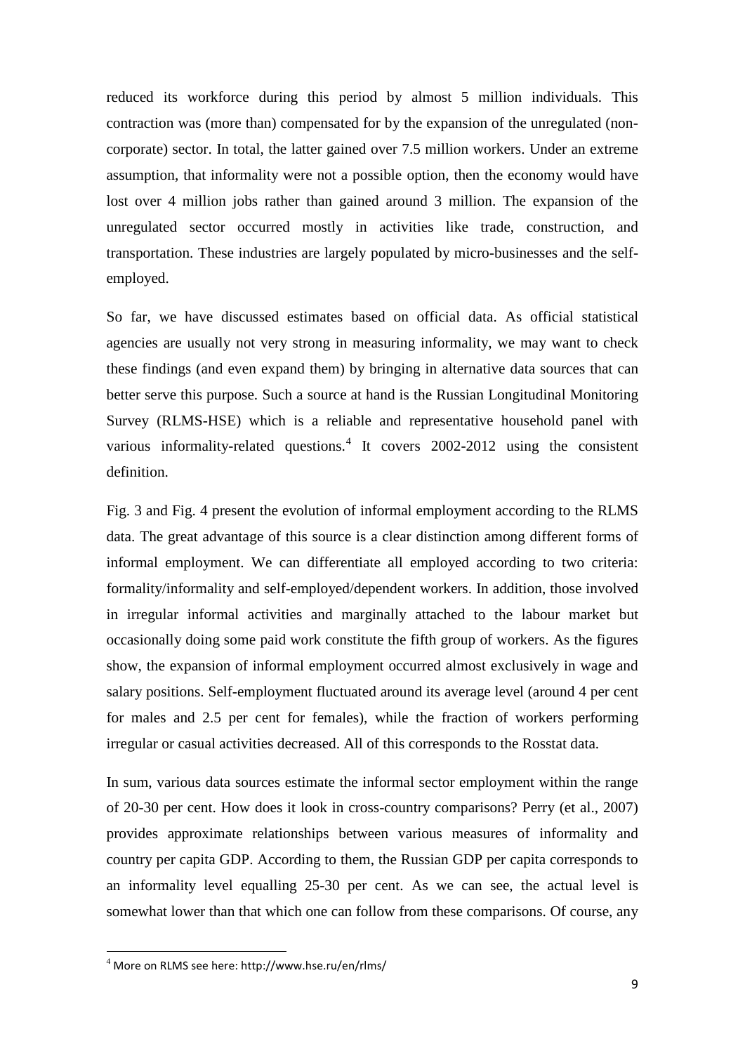reduced its workforce during this period by almost 5 million individuals. This contraction was (more than) compensated for by the expansion of the unregulated (non-corporate) sector. In total, the latter gained over 7.5 million workers. Under an extreme assumption, that informality were not a possible option, then the economy would have lost over 4 million jobs rather than gained around 3 million. The expansion of the unregulated sector occurred mostly in activities like trade, construction, and transportation. These industries are largely populated by micro-businesses and the self-employed.

So far, we have discussed estimates based on official data. As official statistical agencies are usually not very strong in measuring informality, we may want to check these findings (and even expand them) by bringing in alternative data sources that can better serve this purpose. Such a source at hand is the Russian Longitudinal Monitoring Survey (RLMS-HSE) which is a reliable and representative household panel with various informality-related questions.[4] It covers 2002-2012 using the consistent definition.

Fig. 3 and Fig. 4 present the evolution of informal employment according to the RLMS data. The great advantage of this source is a clear distinction among different forms of informal employment. We can differentiate all employed according to two criteria: formality/informality and self-employed/dependent workers. In addition, those involved in irregular informal activities and marginally attached to the labour market but occasionally doing some paid work constitute the fifth group of workers. As the figures show, the expansion of informal employment occurred almost exclusively in wage and salary positions. Self-employment fluctuated around its average level (around 4 per cent for males and 2.5 per cent for females), while the fraction of workers performing irregular or casual activities decreased. All of this corresponds to the Rosstat data.

In sum, various data sources estimate the informal sector employment within the range of 20-30 per cent. How does it look in cross-country comparisons? Perry (et al., 2007) provides approximate relationships between various measures of informality and country per capita GDP. According to them, the Russian GDP per capita corresponds to an informality level equalling 25-30 per cent. As we can see, the actual level is somewhat lower than that which one can follow from these comparisons. Of course, any

[4] More on RLMS see here: http://www.hse.ru/en/rlms/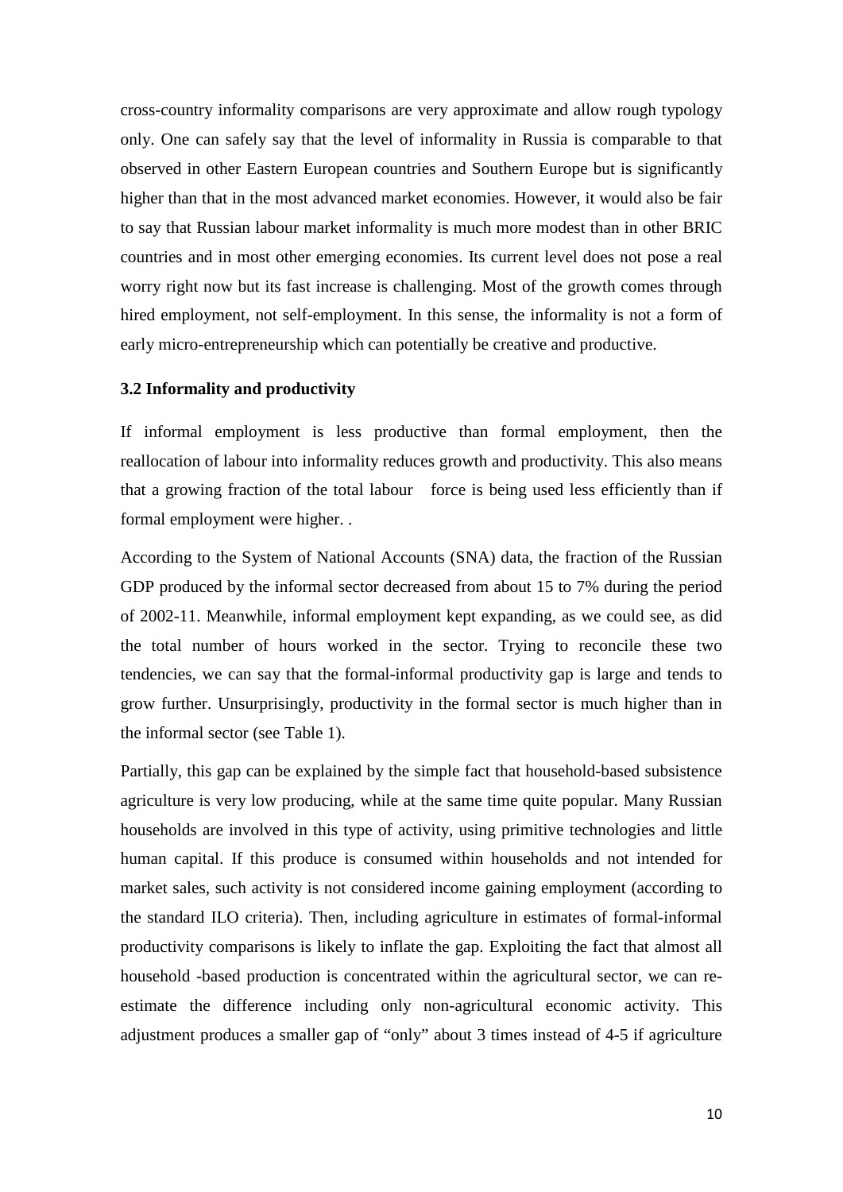cross-country informality comparisons are very approximate and allow rough typology only. One can safely say that the level of informality in Russia is comparable to that observed in other Eastern European countries and Southern Europe but is significantly higher than that in the most advanced market economies. However, it would also be fair to say that Russian labour market informality is much more modest than in other BRIC countries and in most other emerging economies. Its current level does not pose a real worry right now but its fast increase is challenging. Most of the growth comes through hired employment, not self-employment. In this sense, the informality is not a form of early micro-entrepreneurship which can potentially be creative and productive.

### 3.2 Informality and productivity

If informal employment is less productive than formal employment, then the reallocation of labour into informality reduces growth and productivity. This also means that a growing fraction of the total labour force is being used less efficiently than if formal employment were higher. .

According to the System of National Accounts (SNA) data, the fraction of the Russian GDP produced by the informal sector decreased from about 15 to 7% during the period of 2002-11. Meanwhile, informal employment kept expanding, as we could see, as did the total number of hours worked in the sector. Trying to reconcile these two tendencies, we can say that the formal-informal productivity gap is large and tends to grow further. Unsurprisingly, productivity in the formal sector is much higher than in the informal sector (see Table 1).

Partially, this gap can be explained by the simple fact that household-based subsistence agriculture is very low producing, while at the same time quite popular. Many Russian households are involved in this type of activity, using primitive technologies and little human capital. If this produce is consumed within households and not intended for market sales, such activity is not considered income gaining employment (according to the standard ILO criteria). Then, including agriculture in estimates of formal-informal productivity comparisons is likely to inflate the gap. Exploiting the fact that almost all household -based production is concentrated within the agricultural sector, we can re-estimate the difference including only non-agricultural economic activity. This adjustment produces a smaller gap of "only" about 3 times instead of 4-5 if agriculture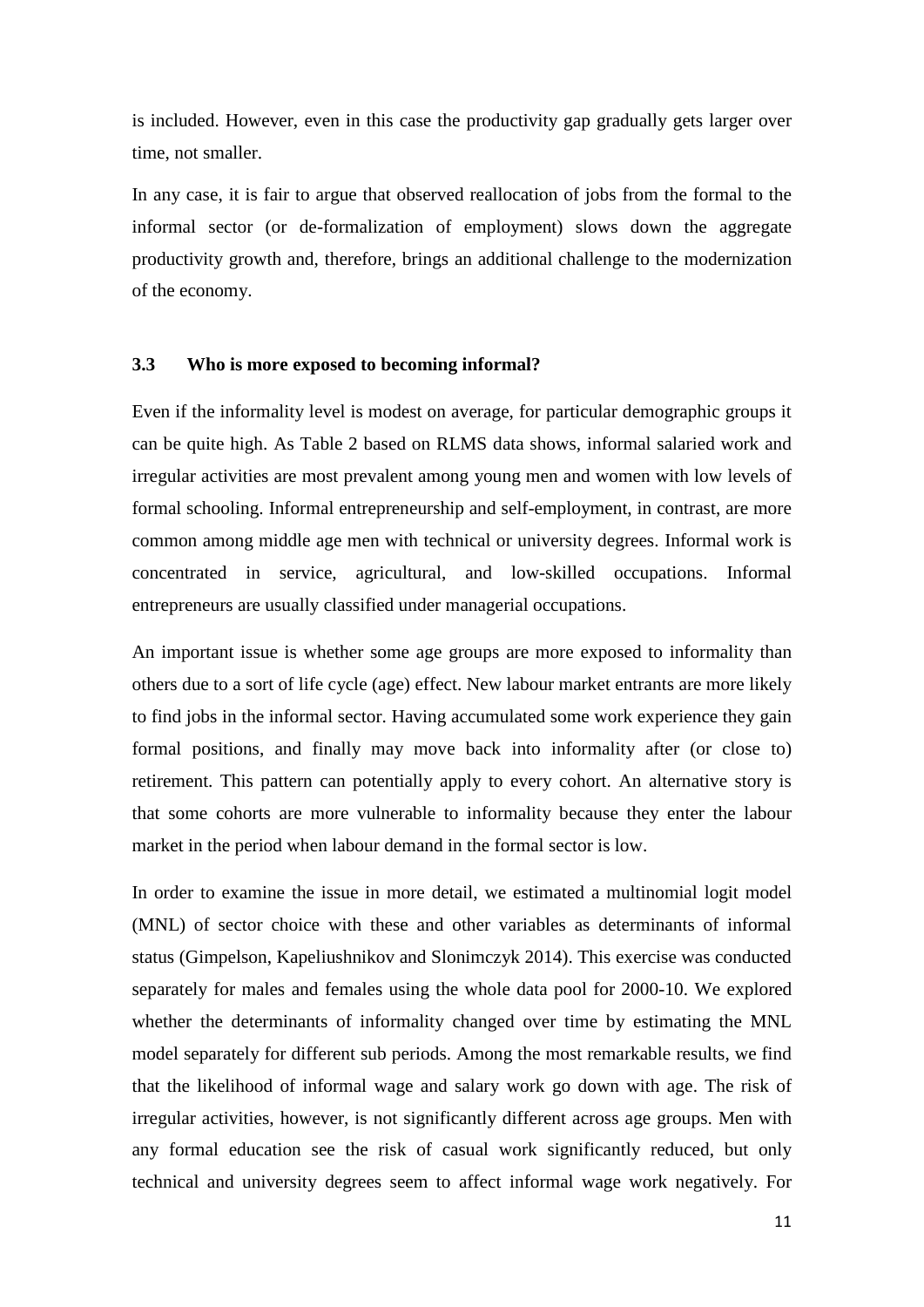is included. However, even in this case the productivity gap gradually gets larger over time, not smaller.

In any case, it is fair to argue that observed reallocation of jobs from the formal to the informal sector (or de-formalization of employment) slows down the aggregate productivity growth and, therefore, brings an additional challenge to the modernization of the economy.

### 3.3 Who is more exposed to becoming informal?

Even if the informality level is modest on average, for particular demographic groups it can be quite high. As Table 2 based on RLMS data shows, informal salaried work and irregular activities are most prevalent among young men and women with low levels of formal schooling. Informal entrepreneurship and self-employment, in contrast, are more common among middle age men with technical or university degrees. Informal work is concentrated in service, agricultural, and low-skilled occupations. Informal entrepreneurs are usually classified under managerial occupations.

An important issue is whether some age groups are more exposed to informality than others due to a sort of life cycle (age) effect. New labour market entrants are more likely to find jobs in the informal sector. Having accumulated some work experience they gain formal positions, and finally may move back into informality after (or close to) retirement. This pattern can potentially apply to every cohort. An alternative story is that some cohorts are more vulnerable to informality because they enter the labour market in the period when labour demand in the formal sector is low.

In order to examine the issue in more detail, we estimated a multinomial logit model (MNL) of sector choice with these and other variables as determinants of informal status (Gimpelson, Kapeliushnikov and Slonimczyk 2014). This exercise was conducted separately for males and females using the whole data pool for 2000-10. We explored whether the determinants of informality changed over time by estimating the MNL model separately for different sub periods. Among the most remarkable results, we find that the likelihood of informal wage and salary work go down with age. The risk of irregular activities, however, is not significantly different across age groups. Men with any formal education see the risk of casual work significantly reduced, but only technical and university degrees seem to affect informal wage work negatively. For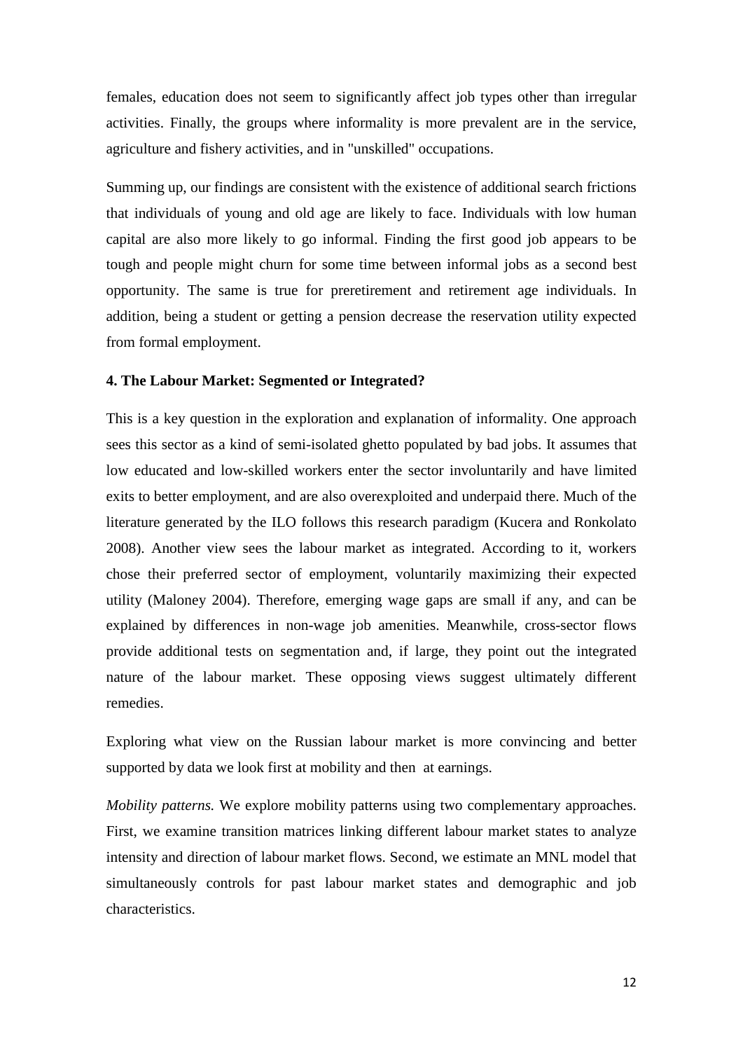females, education does not seem to significantly affect job types other than irregular activities. Finally, the groups where informality is more prevalent are in the service, agriculture and fishery activities, and in "unskilled" occupations.

Summing up, our findings are consistent with the existence of additional search frictions that individuals of young and old age are likely to face. Individuals with low human capital are also more likely to go informal. Finding the first good job appears to be tough and people might churn for some time between informal jobs as a second best opportunity. The same is true for preretirement and retirement age individuals. In addition, being a student or getting a pension decrease the reservation utility expected from formal employment.

## 4. The Labour Market: Segmented or Integrated?

This is a key question in the exploration and explanation of informality. One approach sees this sector as a kind of semi-isolated ghetto populated by bad jobs. It assumes that low educated and low-skilled workers enter the sector involuntarily and have limited exits to better employment, and are also overexploited and underpaid there. Much of the literature generated by the ILO follows this research paradigm (Kucera and Ronkolato 2008). Another view sees the labour market as integrated. According to it, workers chose their preferred sector of employment, voluntarily maximizing their expected utility (Maloney 2004). Therefore, emerging wage gaps are small if any, and can be explained by differences in non-wage job amenities. Meanwhile, cross-sector flows provide additional tests on segmentation and, if large, they point out the integrated nature of the labour market. These opposing views suggest ultimately different remedies.

Exploring what view on the Russian labour market is more convincing and better supported by data we look first at mobility and then at earnings.

*Mobility patterns.* We explore mobility patterns using two complementary approaches. First, we examine transition matrices linking different labour market states to analyze intensity and direction of labour market flows. Second, we estimate an MNL model that simultaneously controls for past labour market states and demographic and job characteristics.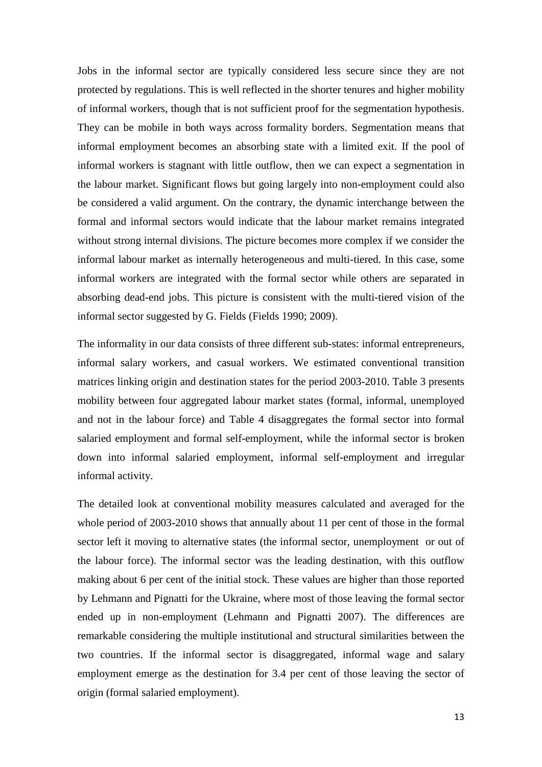Jobs in the informal sector are typically considered less secure since they are not protected by regulations. This is well reflected in the shorter tenures and higher mobility of informal workers, though that is not sufficient proof for the segmentation hypothesis. They can be mobile in both ways across formality borders. Segmentation means that informal employment becomes an absorbing state with a limited exit. If the pool of informal workers is stagnant with little outflow, then we can expect a segmentation in the labour market. Significant flows but going largely into non-employment could also be considered a valid argument. On the contrary, the dynamic interchange between the formal and informal sectors would indicate that the labour market remains integrated without strong internal divisions. The picture becomes more complex if we consider the informal labour market as internally heterogeneous and multi-tiered. In this case, some informal workers are integrated with the formal sector while others are separated in absorbing dead-end jobs. This picture is consistent with the multi-tiered vision of the informal sector suggested by G. Fields (Fields 1990; 2009).

The informality in our data consists of three different sub-states: informal entrepreneurs, informal salary workers, and casual workers. We estimated conventional transition matrices linking origin and destination states for the period 2003-2010. Table 3 presents mobility between four aggregated labour market states (formal, informal, unemployed and not in the labour force) and Table 4 disaggregates the formal sector into formal salaried employment and formal self-employment, while the informal sector is broken down into informal salaried employment, informal self-employment and irregular informal activity.

The detailed look at conventional mobility measures calculated and averaged for the whole period of 2003-2010 shows that annually about 11 per cent of those in the formal sector left it moving to alternative states (the informal sector, unemployment or out of the labour force). The informal sector was the leading destination, with this outflow making about 6 per cent of the initial stock. These values are higher than those reported by Lehmann and Pignatti for the Ukraine, where most of those leaving the formal sector ended up in non-employment (Lehmann and Pignatti 2007). The differences are remarkable considering the multiple institutional and structural similarities between the two countries. If the informal sector is disaggregated, informal wage and salary employment emerge as the destination for 3.4 per cent of those leaving the sector of origin (formal salaried employment).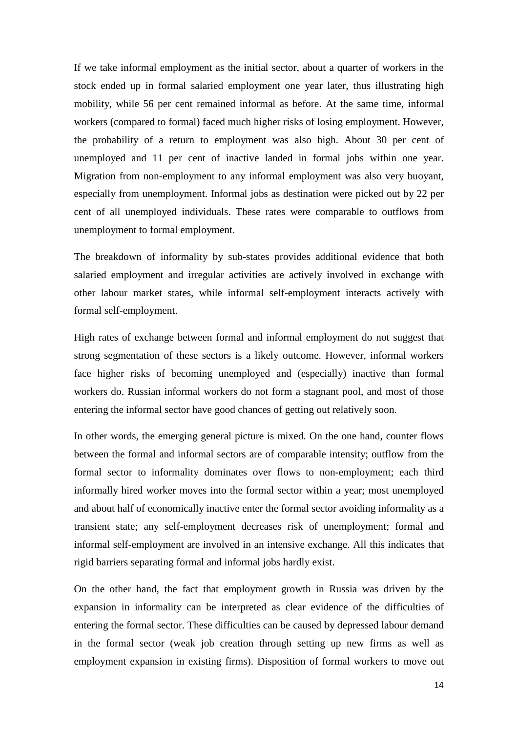If we take informal employment as the initial sector, about a quarter of workers in the stock ended up in formal salaried employment one year later, thus illustrating high mobility, while 56 per cent remained informal as before. At the same time, informal workers (compared to formal) faced much higher risks of losing employment. However, the probability of a return to employment was also high. About 30 per cent of unemployed and 11 per cent of inactive landed in formal jobs within one year. Migration from non-employment to any informal employment was also very buoyant, especially from unemployment. Informal jobs as destination were picked out by 22 per cent of all unemployed individuals. These rates were comparable to outflows from unemployment to formal employment.

The breakdown of informality by sub-states provides additional evidence that both salaried employment and irregular activities are actively involved in exchange with other labour market states, while informal self-employment interacts actively with formal self-employment.

High rates of exchange between formal and informal employment do not suggest that strong segmentation of these sectors is a likely outcome. However, informal workers face higher risks of becoming unemployed and (especially) inactive than formal workers do. Russian informal workers do not form a stagnant pool, and most of those entering the informal sector have good chances of getting out relatively soon.

In other words, the emerging general picture is mixed. On the one hand, counter flows between the formal and informal sectors are of comparable intensity; outflow from the formal sector to informality dominates over flows to non-employment; each third informally hired worker moves into the formal sector within a year; most unemployed and about half of economically inactive enter the formal sector avoiding informality as a transient state; any self-employment decreases risk of unemployment; formal and informal self-employment are involved in an intensive exchange. All this indicates that rigid barriers separating formal and informal jobs hardly exist.

On the other hand, the fact that employment growth in Russia was driven by the expansion in informality can be interpreted as clear evidence of the difficulties of entering the formal sector. These difficulties can be caused by depressed labour demand in the formal sector (weak job creation through setting up new firms as well as employment expansion in existing firms). Disposition of formal workers to move out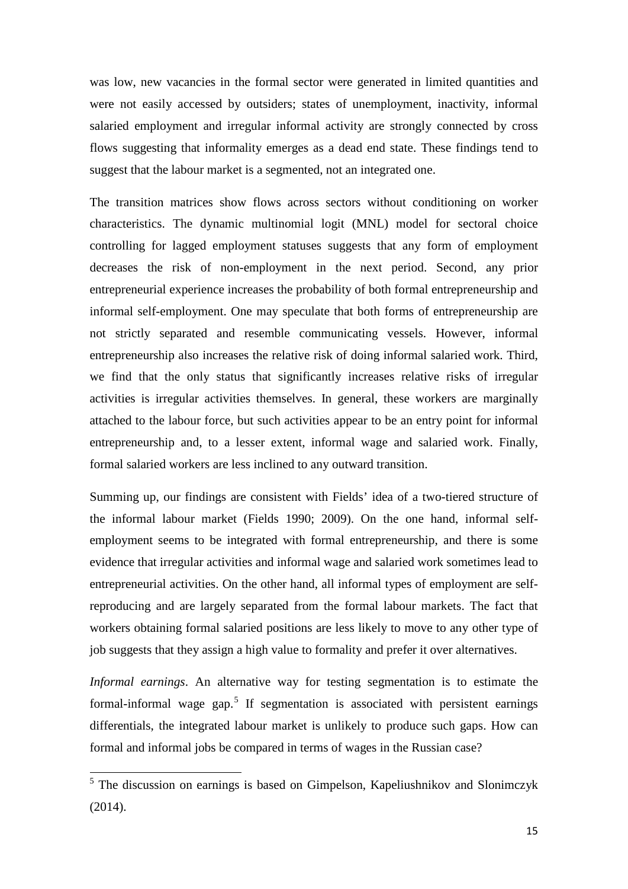was low, new vacancies in the formal sector were generated in limited quantities and were not easily accessed by outsiders; states of unemployment, inactivity, informal salaried employment and irregular informal activity are strongly connected by cross flows suggesting that informality emerges as a dead end state. These findings tend to suggest that the labour market is a segmented, not an integrated one.

The transition matrices show flows across sectors without conditioning on worker characteristics. The dynamic multinomial logit (MNL) model for sectoral choice controlling for lagged employment statuses suggests that any form of employment decreases the risk of non-employment in the next period. Second, any prior entrepreneurial experience increases the probability of both formal entrepreneurship and informal self-employment. One may speculate that both forms of entrepreneurship are not strictly separated and resemble communicating vessels. However, informal entrepreneurship also increases the relative risk of doing informal salaried work. Third, we find that the only status that significantly increases relative risks of irregular activities is irregular activities themselves. In general, these workers are marginally attached to the labour force, but such activities appear to be an entry point for informal entrepreneurship and, to a lesser extent, informal wage and salaried work. Finally, formal salaried workers are less inclined to any outward transition.

Summing up, our findings are consistent with Fields' idea of a two-tiered structure of the informal labour market (Fields 1990; 2009). On the one hand, informal self-employment seems to be integrated with formal entrepreneurship, and there is some evidence that irregular activities and informal wage and salaried work sometimes lead to entrepreneurial activities. On the other hand, all informal types of employment are self-reproducing and are largely separated from the formal labour markets. The fact that workers obtaining formal salaried positions are less likely to move to any other type of job suggests that they assign a high value to formality and prefer it over alternatives.

*Informal earnings*. An alternative way for testing segmentation is to estimate the formal-informal wage gap.[5] If segmentation is associated with persistent earnings differentials, the integrated labour market is unlikely to produce such gaps. How can formal and informal jobs be compared in terms of wages in the Russian case?

---

[5] The discussion on earnings is based on Gimpelson, Kapeliushnikov and Slonimczyk (2014).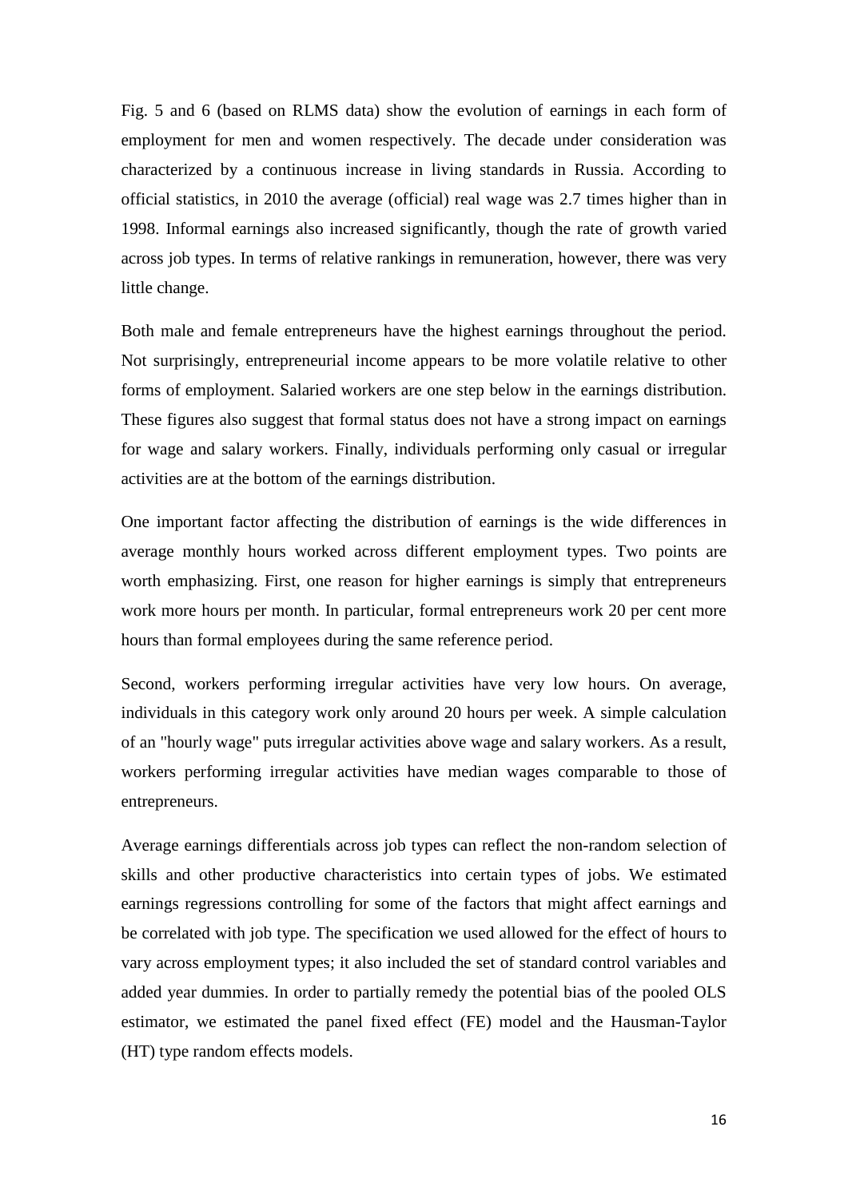Fig. 5 and 6 (based on RLMS data) show the evolution of earnings in each form of employment for men and women respectively. The decade under consideration was characterized by a continuous increase in living standards in Russia. According to official statistics, in 2010 the average (official) real wage was 2.7 times higher than in 1998. Informal earnings also increased significantly, though the rate of growth varied across job types. In terms of relative rankings in remuneration, however, there was very little change.

Both male and female entrepreneurs have the highest earnings throughout the period. Not surprisingly, entrepreneurial income appears to be more volatile relative to other forms of employment. Salaried workers are one step below in the earnings distribution. These figures also suggest that formal status does not have a strong impact on earnings for wage and salary workers. Finally, individuals performing only casual or irregular activities are at the bottom of the earnings distribution.

One important factor affecting the distribution of earnings is the wide differences in average monthly hours worked across different employment types. Two points are worth emphasizing. First, one reason for higher earnings is simply that entrepreneurs work more hours per month. In particular, formal entrepreneurs work 20 per cent more hours than formal employees during the same reference period.

Second, workers performing irregular activities have very low hours. On average, individuals in this category work only around 20 hours per week. A simple calculation of an "hourly wage" puts irregular activities above wage and salary workers. As a result, workers performing irregular activities have median wages comparable to those of entrepreneurs.

Average earnings differentials across job types can reflect the non-random selection of skills and other productive characteristics into certain types of jobs. We estimated earnings regressions controlling for some of the factors that might affect earnings and be correlated with job type. The specification we used allowed for the effect of hours to vary across employment types; it also included the set of standard control variables and added year dummies. In order to partially remedy the potential bias of the pooled OLS estimator, we estimated the panel fixed effect (FE) model and the Hausman-Taylor (HT) type random effects models.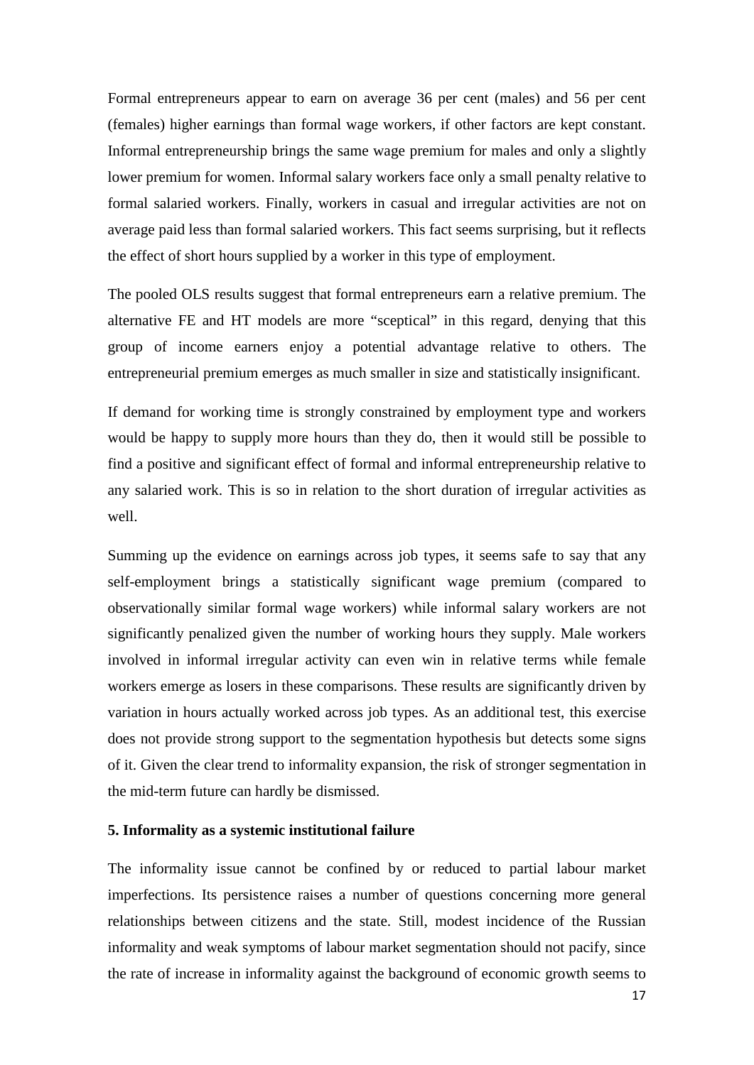Formal entrepreneurs appear to earn on average 36 per cent (males) and 56 per cent (females) higher earnings than formal wage workers, if other factors are kept constant. Informal entrepreneurship brings the same wage premium for males and only a slightly lower premium for women. Informal salary workers face only a small penalty relative to formal salaried workers. Finally, workers in casual and irregular activities are not on average paid less than formal salaried workers. This fact seems surprising, but it reflects the effect of short hours supplied by a worker in this type of employment.

The pooled OLS results suggest that formal entrepreneurs earn a relative premium. The alternative FE and HT models are more "sceptical" in this regard, denying that this group of income earners enjoy a potential advantage relative to others. The entrepreneurial premium emerges as much smaller in size and statistically insignificant.

If demand for working time is strongly constrained by employment type and workers would be happy to supply more hours than they do, then it would still be possible to find a positive and significant effect of formal and informal entrepreneurship relative to any salaried work. This is so in relation to the short duration of irregular activities as well.

Summing up the evidence on earnings across job types, it seems safe to say that any self-employment brings a statistically significant wage premium (compared to observationally similar formal wage workers) while informal salary workers are not significantly penalized given the number of working hours they supply. Male workers involved in informal irregular activity can even win in relative terms while female workers emerge as losers in these comparisons. These results are significantly driven by variation in hours actually worked across job types. As an additional test, this exercise does not provide strong support to the segmentation hypothesis but detects some signs of it. Given the clear trend to informality expansion, the risk of stronger segmentation in the mid-term future can hardly be dismissed.

## 5. Informality as a systemic institutional failure

The informality issue cannot be confined by or reduced to partial labour market imperfections. Its persistence raises a number of questions concerning more general relationships between citizens and the state. Still, modest incidence of the Russian informality and weak symptoms of labour market segmentation should not pacify, since the rate of increase in informality against the background of economic growth seems to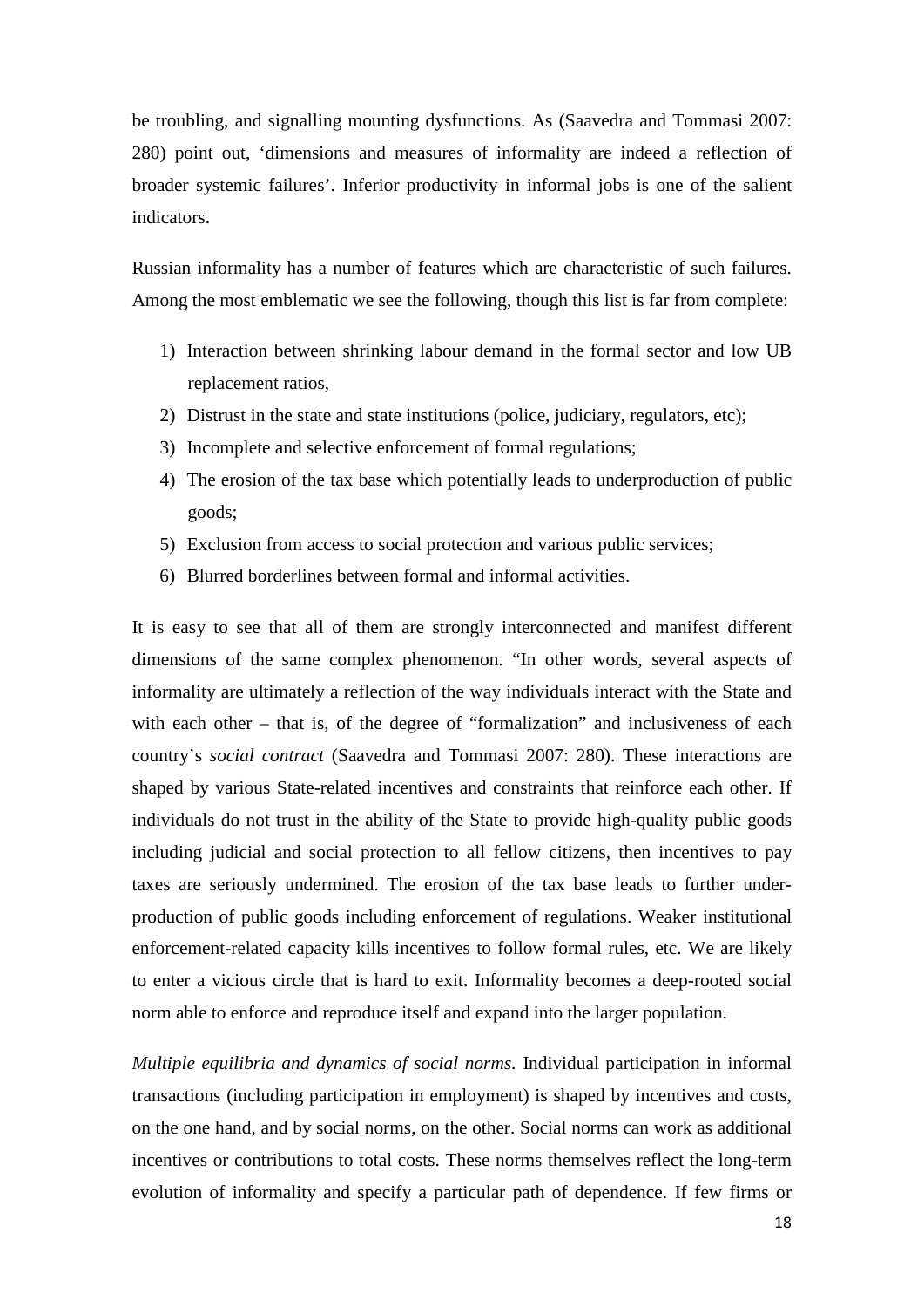be troubling, and signalling mounting dysfunctions. As (Saavedra and Tommasi 2007: 280) point out, 'dimensions and measures of informality are indeed a reflection of broader systemic failures'. Inferior productivity in informal jobs is one of the salient indicators.

Russian informality has a number of features which are characteristic of such failures. Among the most emblematic we see the following, though this list is far from complete:

1) Interaction between shrinking labour demand in the formal sector and low UB replacement ratios,
2) Distrust in the state and state institutions (police, judiciary, regulators, etc);
3) Incomplete and selective enforcement of formal regulations;
4) The erosion of the tax base which potentially leads to underproduction of public goods;
5) Exclusion from access to social protection and various public services;
6) Blurred borderlines between formal and informal activities.

It is easy to see that all of them are strongly interconnected and manifest different dimensions of the same complex phenomenon. "In other words, several aspects of informality are ultimately a reflection of the way individuals interact with the State and with each other – that is, of the degree of "formalization" and inclusiveness of each country's *social contract* (Saavedra and Tommasi 2007: 280). These interactions are shaped by various State-related incentives and constraints that reinforce each other. If individuals do not trust in the ability of the State to provide high-quality public goods including judicial and social protection to all fellow citizens, then incentives to pay taxes are seriously undermined. The erosion of the tax base leads to further under-production of public goods including enforcement of regulations. Weaker institutional enforcement-related capacity kills incentives to follow formal rules, etc. We are likely to enter a vicious circle that is hard to exit. Informality becomes a deep-rooted social norm able to enforce and reproduce itself and expand into the larger population.

*Multiple equilibria and dynamics of social norms.* Individual participation in informal transactions (including participation in employment) is shaped by incentives and costs, on the one hand, and by social norms, on the other. Social norms can work as additional incentives or contributions to total costs. These norms themselves reflect the long-term evolution of informality and specify a particular path of dependence. If few firms or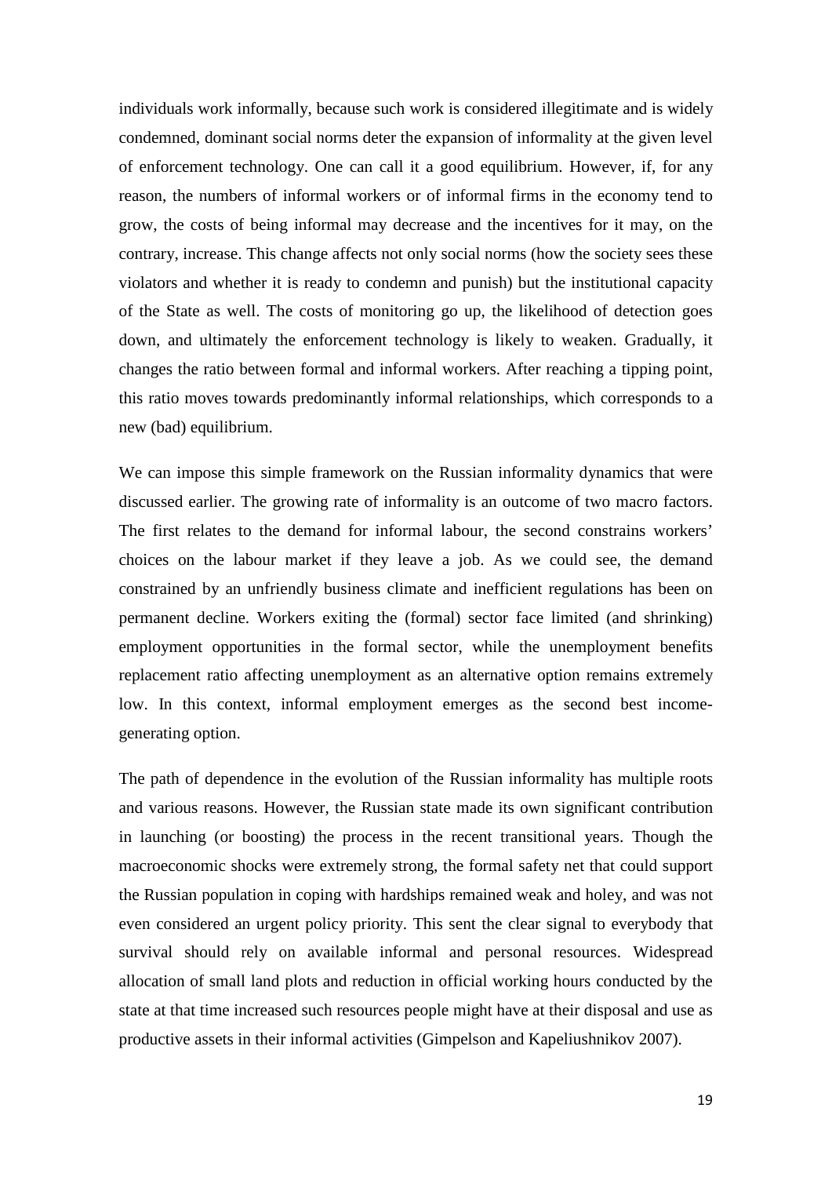individuals work informally, because such work is considered illegitimate and is widely condemned, dominant social norms deter the expansion of informality at the given level of enforcement technology. One can call it a good equilibrium. However, if, for any reason, the numbers of informal workers or of informal firms in the economy tend to grow, the costs of being informal may decrease and the incentives for it may, on the contrary, increase. This change affects not only social norms (how the society sees these violators and whether it is ready to condemn and punish) but the institutional capacity of the State as well. The costs of monitoring go up, the likelihood of detection goes down, and ultimately the enforcement technology is likely to weaken. Gradually, it changes the ratio between formal and informal workers. After reaching a tipping point, this ratio moves towards predominantly informal relationships, which corresponds to a new (bad) equilibrium.

We can impose this simple framework on the Russian informality dynamics that were discussed earlier. The growing rate of informality is an outcome of two macro factors. The first relates to the demand for informal labour, the second constrains workers' choices on the labour market if they leave a job. As we could see, the demand constrained by an unfriendly business climate and inefficient regulations has been on permanent decline. Workers exiting the (formal) sector face limited (and shrinking) employment opportunities in the formal sector, while the unemployment benefits replacement ratio affecting unemployment as an alternative option remains extremely low. In this context, informal employment emerges as the second best income-generating option.

The path of dependence in the evolution of the Russian informality has multiple roots and various reasons. However, the Russian state made its own significant contribution in launching (or boosting) the process in the recent transitional years. Though the macroeconomic shocks were extremely strong, the formal safety net that could support the Russian population in coping with hardships remained weak and holey, and was not even considered an urgent policy priority. This sent the clear signal to everybody that survival should rely on available informal and personal resources. Widespread allocation of small land plots and reduction in official working hours conducted by the state at that time increased such resources people might have at their disposal and use as productive assets in their informal activities (Gimpelson and Kapeliushnikov 2007).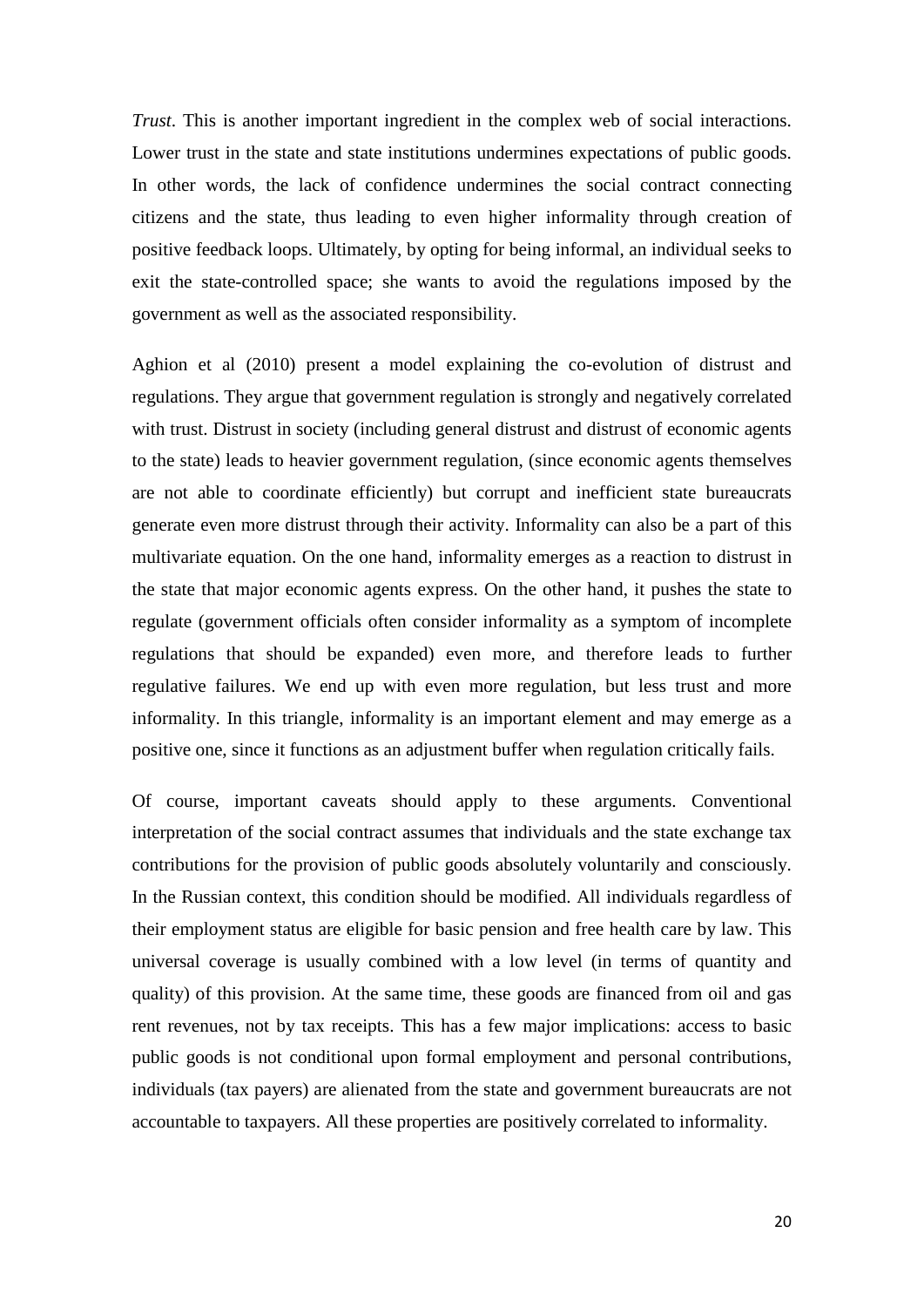*Trust*. This is another important ingredient in the complex web of social interactions. Lower trust in the state and state institutions undermines expectations of public goods. In other words, the lack of confidence undermines the social contract connecting citizens and the state, thus leading to even higher informality through creation of positive feedback loops. Ultimately, by opting for being informal, an individual seeks to exit the state-controlled space; she wants to avoid the regulations imposed by the government as well as the associated responsibility.

Aghion et al (2010) present a model explaining the co-evolution of distrust and regulations. They argue that government regulation is strongly and negatively correlated with trust. Distrust in society (including general distrust and distrust of economic agents to the state) leads to heavier government regulation, (since economic agents themselves are not able to coordinate efficiently) but corrupt and inefficient state bureaucrats generate even more distrust through their activity. Informality can also be a part of this multivariate equation. On the one hand, informality emerges as a reaction to distrust in the state that major economic agents express. On the other hand, it pushes the state to regulate (government officials often consider informality as a symptom of incomplete regulations that should be expanded) even more, and therefore leads to further regulative failures. We end up with even more regulation, but less trust and more informality. In this triangle, informality is an important element and may emerge as a positive one, since it functions as an adjustment buffer when regulation critically fails.

Of course, important caveats should apply to these arguments. Conventional interpretation of the social contract assumes that individuals and the state exchange tax contributions for the provision of public goods absolutely voluntarily and consciously. In the Russian context, this condition should be modified. All individuals regardless of their employment status are eligible for basic pension and free health care by law. This universal coverage is usually combined with a low level (in terms of quantity and quality) of this provision. At the same time, these goods are financed from oil and gas rent revenues, not by tax receipts. This has a few major implications: access to basic public goods is not conditional upon formal employment and personal contributions, individuals (tax payers) are alienated from the state and government bureaucrats are not accountable to taxpayers. All these properties are positively correlated to informality.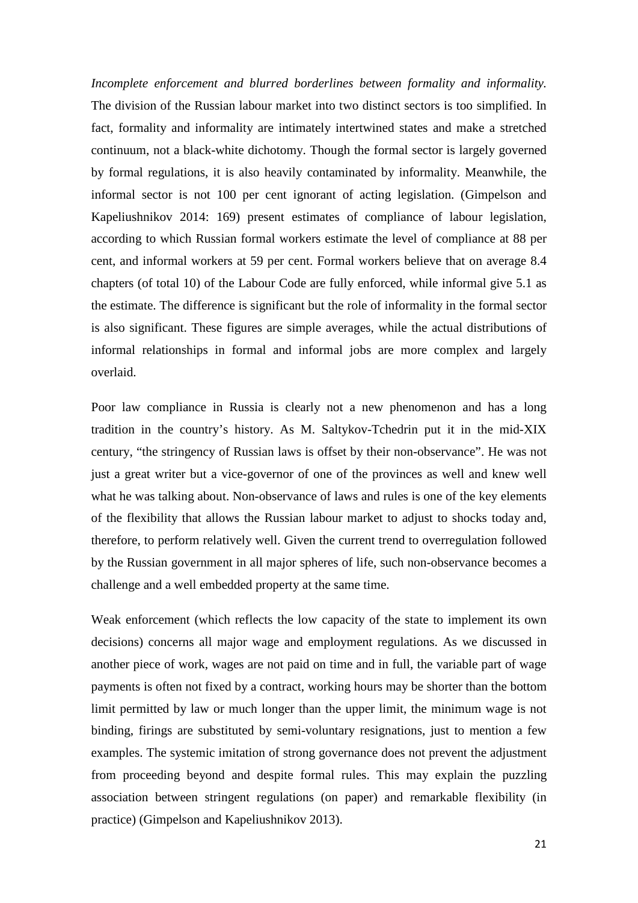*Incomplete enforcement and blurred borderlines between formality and informality.* The division of the Russian labour market into two distinct sectors is too simplified. In fact, formality and informality are intimately intertwined states and make a stretched continuum, not a black-white dichotomy. Though the formal sector is largely governed by formal regulations, it is also heavily contaminated by informality. Meanwhile, the informal sector is not 100 per cent ignorant of acting legislation. (Gimpelson and Kapeliushnikov 2014: 169) present estimates of compliance of labour legislation, according to which Russian formal workers estimate the level of compliance at 88 per cent, and informal workers at 59 per cent. Formal workers believe that on average 8.4 chapters (of total 10) of the Labour Code are fully enforced, while informal give 5.1 as the estimate. The difference is significant but the role of informality in the formal sector is also significant. These figures are simple averages, while the actual distributions of informal relationships in formal and informal jobs are more complex and largely overlaid.

Poor law compliance in Russia is clearly not a new phenomenon and has a long tradition in the country's history. As M. Saltykov-Tchedrin put it in the mid-XIX century, "the stringency of Russian laws is offset by their non-observance". He was not just a great writer but a vice-governor of one of the provinces as well and knew well what he was talking about. Non-observance of laws and rules is one of the key elements of the flexibility that allows the Russian labour market to adjust to shocks today and, therefore, to perform relatively well. Given the current trend to overregulation followed by the Russian government in all major spheres of life, such non-observance becomes a challenge and a well embedded property at the same time.

Weak enforcement (which reflects the low capacity of the state to implement its own decisions) concerns all major wage and employment regulations. As we discussed in another piece of work, wages are not paid on time and in full, the variable part of wage payments is often not fixed by a contract, working hours may be shorter than the bottom limit permitted by law or much longer than the upper limit, the minimum wage is not binding, firings are substituted by semi-voluntary resignations, just to mention a few examples. The systemic imitation of strong governance does not prevent the adjustment from proceeding beyond and despite formal rules. This may explain the puzzling association between stringent regulations (on paper) and remarkable flexibility (in practice) (Gimpelson and Kapeliushnikov 2013).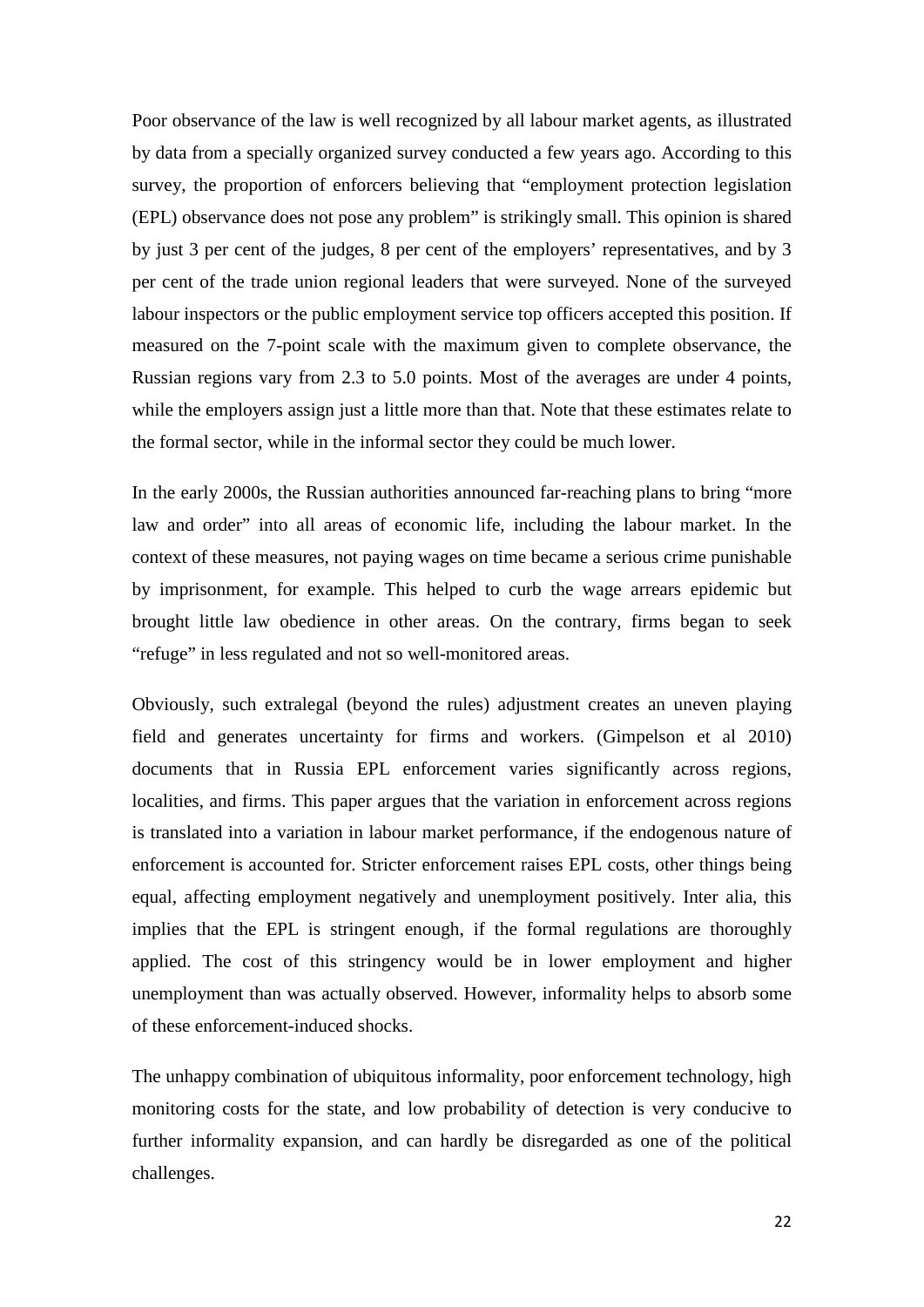Poor observance of the law is well recognized by all labour market agents, as illustrated by data from a specially organized survey conducted a few years ago. According to this survey, the proportion of enforcers believing that "employment protection legislation (EPL) observance does not pose any problem" is strikingly small. This opinion is shared by just 3 per cent of the judges, 8 per cent of the employers' representatives, and by 3 per cent of the trade union regional leaders that were surveyed. None of the surveyed labour inspectors or the public employment service top officers accepted this position. If measured on the 7-point scale with the maximum given to complete observance, the Russian regions vary from 2.3 to 5.0 points. Most of the averages are under 4 points, while the employers assign just a little more than that. Note that these estimates relate to the formal sector, while in the informal sector they could be much lower.

In the early 2000s, the Russian authorities announced far-reaching plans to bring "more law and order" into all areas of economic life, including the labour market. In the context of these measures, not paying wages on time became a serious crime punishable by imprisonment, for example. This helped to curb the wage arrears epidemic but brought little law obedience in other areas. On the contrary, firms began to seek "refuge" in less regulated and not so well-monitored areas.

Obviously, such extralegal (beyond the rules) adjustment creates an uneven playing field and generates uncertainty for firms and workers. (Gimpelson et al 2010) documents that in Russia EPL enforcement varies significantly across regions, localities, and firms. This paper argues that the variation in enforcement across regions is translated into a variation in labour market performance, if the endogenous nature of enforcement is accounted for. Stricter enforcement raises EPL costs, other things being equal, affecting employment negatively and unemployment positively. Inter alia, this implies that the EPL is stringent enough, if the formal regulations are thoroughly applied. The cost of this stringency would be in lower employment and higher unemployment than was actually observed. However, informality helps to absorb some of these enforcement-induced shocks.

The unhappy combination of ubiquitous informality, poor enforcement technology, high monitoring costs for the state, and low probability of detection is very conducive to further informality expansion, and can hardly be disregarded as one of the political challenges.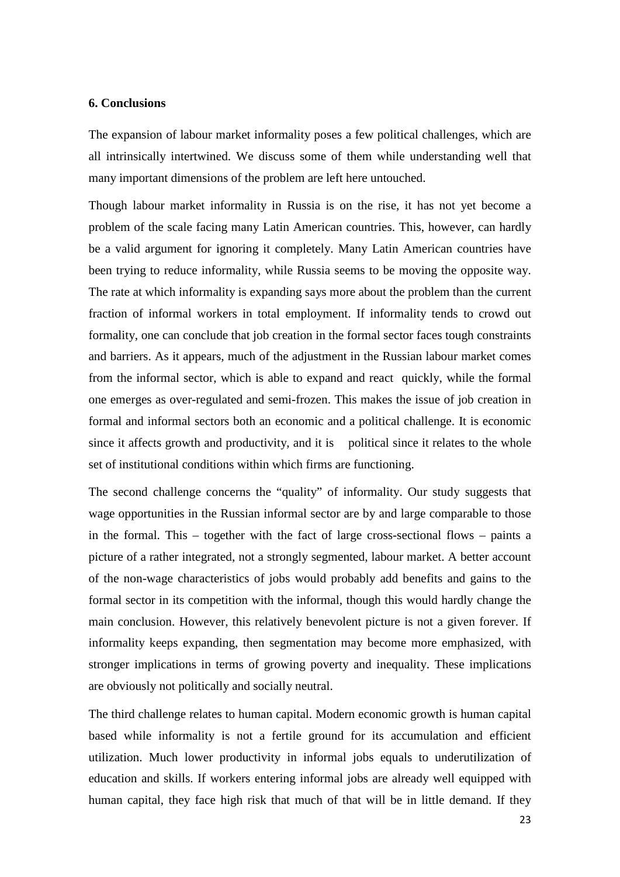### 6. Conclusions

The expansion of labour market informality poses a few political challenges, which are all intrinsically intertwined. We discuss some of them while understanding well that many important dimensions of the problem are left here untouched.

Though labour market informality in Russia is on the rise, it has not yet become a problem of the scale facing many Latin American countries. This, however, can hardly be a valid argument for ignoring it completely. Many Latin American countries have been trying to reduce informality, while Russia seems to be moving the opposite way. The rate at which informality is expanding says more about the problem than the current fraction of informal workers in total employment. If informality tends to crowd out formality, one can conclude that job creation in the formal sector faces tough constraints and barriers. As it appears, much of the adjustment in the Russian labour market comes from the informal sector, which is able to expand and react quickly, while the formal one emerges as over-regulated and semi-frozen. This makes the issue of job creation in formal and informal sectors both an economic and a political challenge. It is economic since it affects growth and productivity, and it is political since it relates to the whole set of institutional conditions within which firms are functioning.

The second challenge concerns the "quality" of informality. Our study suggests that wage opportunities in the Russian informal sector are by and large comparable to those in the formal. This – together with the fact of large cross-sectional flows – paints a picture of a rather integrated, not a strongly segmented, labour market. A better account of the non-wage characteristics of jobs would probably add benefits and gains to the formal sector in its competition with the informal, though this would hardly change the main conclusion. However, this relatively benevolent picture is not a given forever. If informality keeps expanding, then segmentation may become more emphasized, with stronger implications in terms of growing poverty and inequality. These implications are obviously not politically and socially neutral.

The third challenge relates to human capital. Modern economic growth is human capital based while informality is not a fertile ground for its accumulation and efficient utilization. Much lower productivity in informal jobs equals to underutilization of education and skills. If workers entering informal jobs are already well equipped with human capital, they face high risk that much of that will be in little demand. If they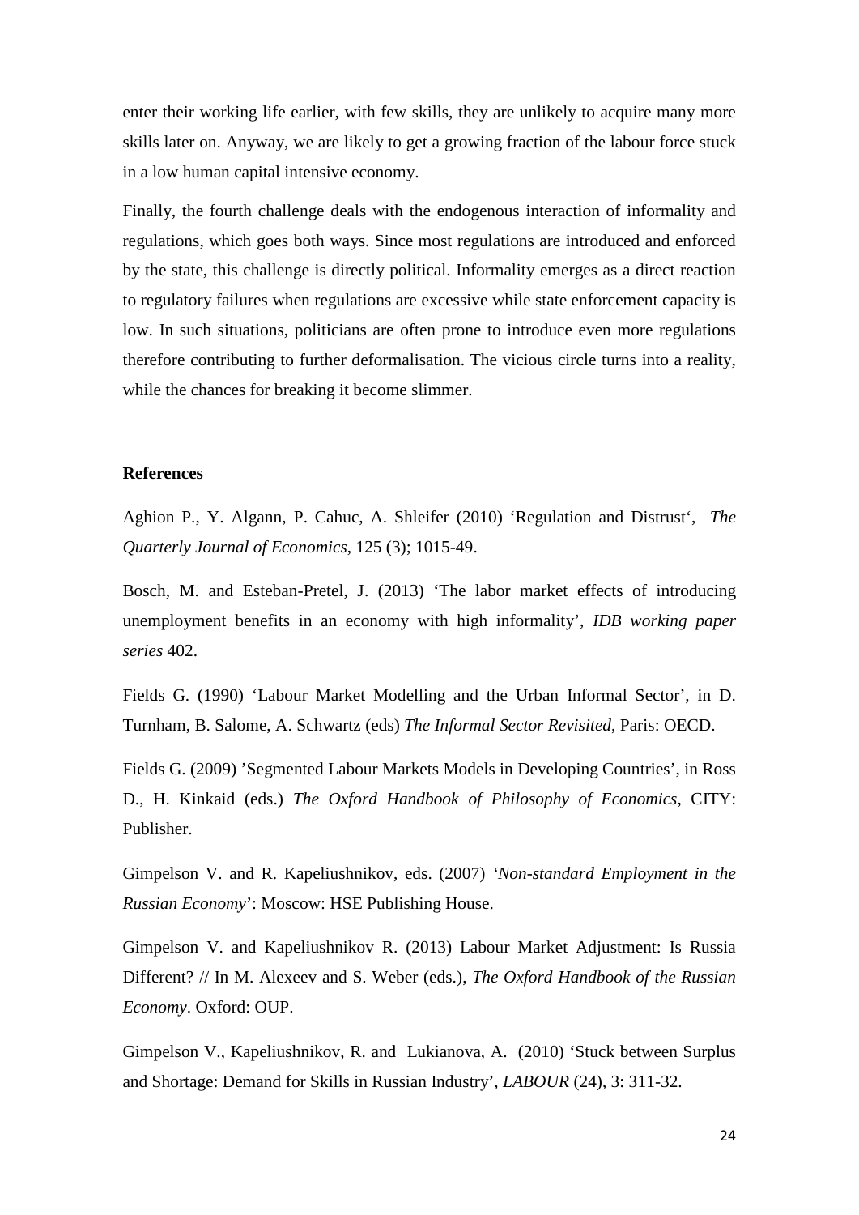enter their working life earlier, with few skills, they are unlikely to acquire many more skills later on. Anyway, we are likely to get a growing fraction of the labour force stuck in a low human capital intensive economy.

Finally, the fourth challenge deals with the endogenous interaction of informality and regulations, which goes both ways. Since most regulations are introduced and enforced by the state, this challenge is directly political. Informality emerges as a direct reaction to regulatory failures when regulations are excessive while state enforcement capacity is low. In such situations, politicians are often prone to introduce even more regulations therefore contributing to further deformalisation. The vicious circle turns into a reality, while the chances for breaking it become slimmer.

**References**

Aghion P., Y. Algann, P. Cahuc, A. Shleifer (2010) 'Regulation and Distrust', *The Quarterly Journal of Economics*, 125 (3); 1015-49.

Bosch, M. and Esteban-Pretel, J. (2013) 'The labor market effects of introducing unemployment benefits in an economy with high informality', *IDB working paper series* 402.

Fields G. (1990) 'Labour Market Modelling and the Urban Informal Sector', in D. Turnham, B. Salome, A. Schwartz (eds) *The Informal Sector Revisited*, Paris: OECD.

Fields G. (2009) 'Segmented Labour Markets Models in Developing Countries', in Ross D., H. Kinkaid (eds.) *The Oxford Handbook of Philosophy of Economics*, CITY: Publisher.

Gimpelson V. and R. Kapeliushnikov, eds. (2007) *'Non-standard Employment in the Russian Economy*': Moscow: HSE Publishing House.

Gimpelson V. and Kapeliushnikov R. (2013) Labour Market Adjustment: Is Russia Different? // In M. Alexeev and S. Weber (eds.), *The Oxford Handbook of the Russian Economy*. Oxford: OUP.

Gimpelson V., Kapeliushnikov, R. and Lukianova, A. (2010) 'Stuck between Surplus and Shortage: Demand for Skills in Russian Industry', *LABOUR* (24), 3: 311-32.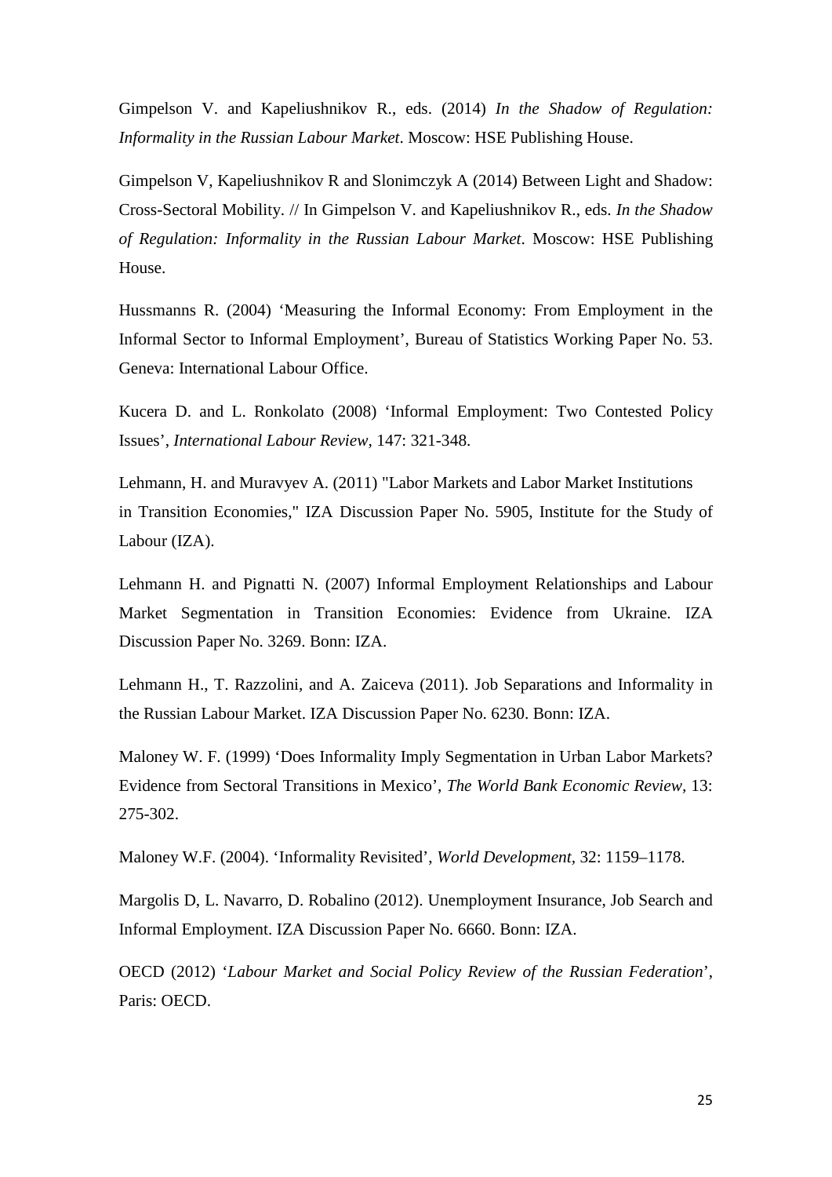Gimpelson V. and Kapeliushnikov R., eds. (2014) *In the Shadow of Regulation: Informality in the Russian Labour Market*. Moscow: HSE Publishing House.

Gimpelson V, Kapeliushnikov R and Slonimczyk A (2014) Between Light and Shadow: Cross-Sectoral Mobility. // In Gimpelson V. and Kapeliushnikov R., eds. *In the Shadow of Regulation: Informality in the Russian Labour Market*. Moscow: HSE Publishing House.

Hussmanns R. (2004) 'Measuring the Informal Economy: From Employment in the Informal Sector to Informal Employment', Bureau of Statistics Working Paper No. 53. Geneva: International Labour Office.

Kucera D. and L. Ronkolato (2008) 'Informal Employment: Two Contested Policy Issues', *International Labour Review*, 147: 321-348.

Lehmann, H. and Muravyev A. (2011) "Labor Markets and Labor Market Institutions in Transition Economies," IZA Discussion Paper No. 5905, Institute for the Study of Labour (IZA).

Lehmann H. and Pignatti N. (2007) Informal Employment Relationships and Labour Market Segmentation in Transition Economies: Evidence from Ukraine. IZA Discussion Paper No. 3269. Bonn: IZA.

Lehmann H., T. Razzolini, and A. Zaiceva (2011). Job Separations and Informality in the Russian Labour Market. IZA Discussion Paper No. 6230. Bonn: IZA.

Maloney W. F. (1999) 'Does Informality Imply Segmentation in Urban Labor Markets? Evidence from Sectoral Transitions in Mexico', *The World Bank Economic Review*, 13: 275-302.

Maloney W.F. (2004). 'Informality Revisited', *World Development*, 32: 1159–1178.

Margolis D, L. Navarro, D. Robalino (2012). Unemployment Insurance, Job Search and Informal Employment. IZA Discussion Paper No. 6660. Bonn: IZA.

OECD (2012) '*Labour Market and Social Policy Review of the Russian Federation*', Paris: OECD.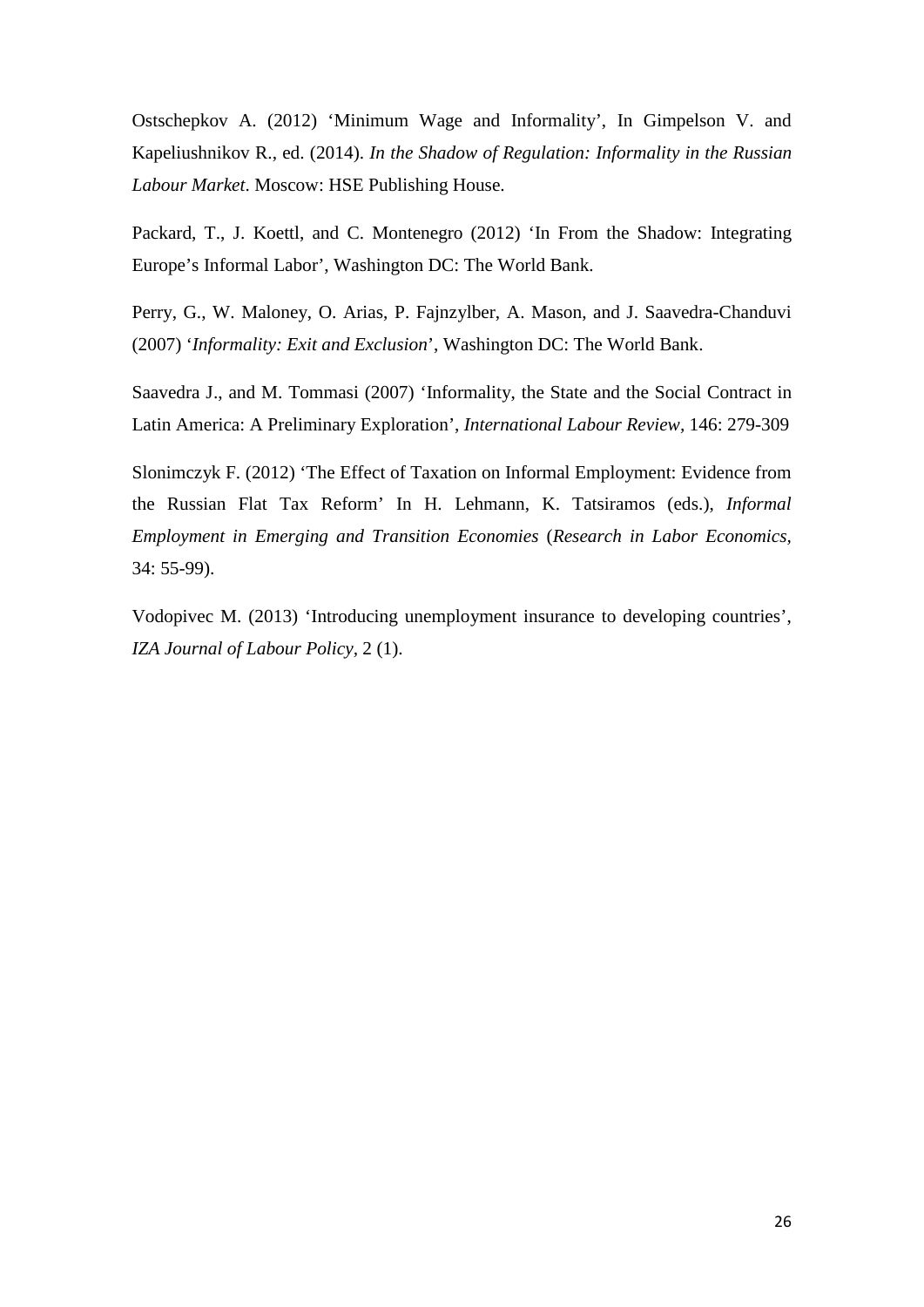Ostschepkov A. (2012) 'Minimum Wage and Informality', In Gimpelson V. and Kapeliushnikov R., ed. (2014). *In the Shadow of Regulation: Informality in the Russian Labour Market*. Moscow: HSE Publishing House.

Packard, T., J. Koettl, and C. Montenegro (2012) 'In From the Shadow: Integrating Europe's Informal Labor', Washington DC: The World Bank.

Perry, G., W. Maloney, O. Arias, P. Fajnzylber, A. Mason, and J. Saavedra-Chanduvi (2007) '*Informality: Exit and Exclusion*', Washington DC: The World Bank.

Saavedra J., and M. Tommasi (2007) 'Informality, the State and the Social Contract in Latin America: A Preliminary Exploration', *International Labour Review,* 146: 279-309

Slonimczyk F. (2012) 'The Effect of Taxation on Informal Employment: Evidence from the Russian Flat Tax Reform' In H. Lehmann, K. Tatsiramos (eds.), *Informal Employment in Emerging and Transition Economies* (*Research in Labor Economics*, 34: 55-99).

Vodopivec M. (2013) 'Introducing unemployment insurance to developing countries', *IZA Journal of Labour Policy*, 2 (1).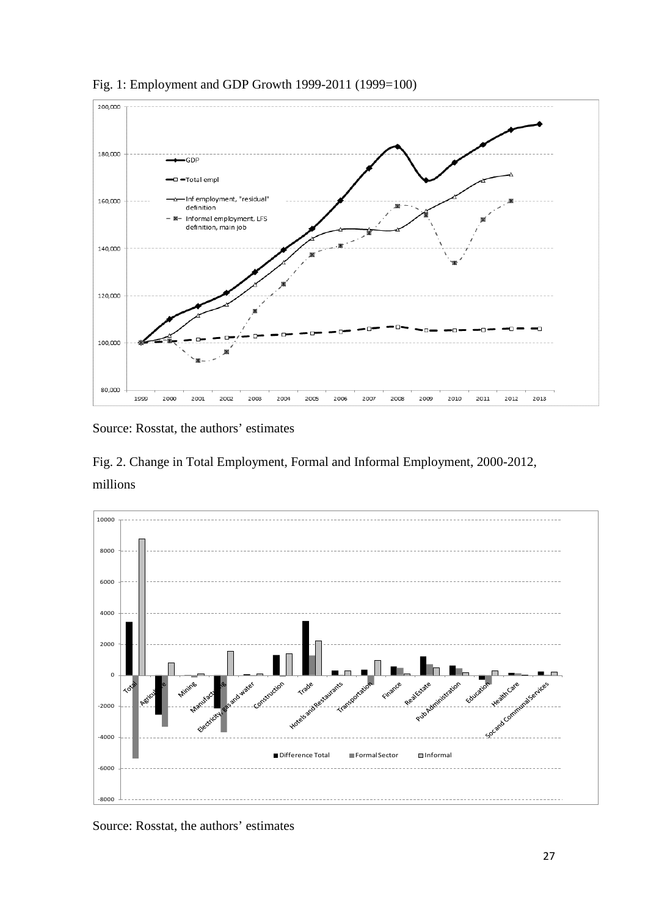Fig. 1: Employment and GDP Growth 1999-2011 (1999=100)

Source: Rosstat, the authors' estimates

Fig. 2. Change in Total Employment, Formal and Informal Employment, 2000-2012, millions

Source: Rosstat, the authors' estimates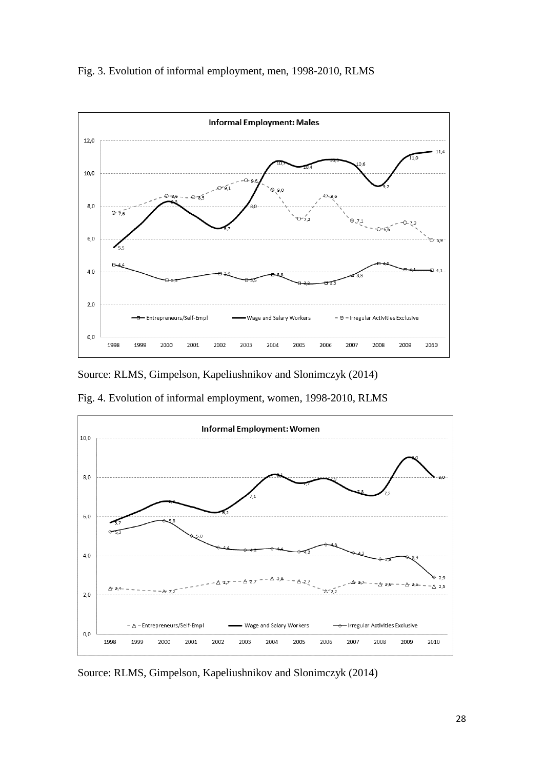Fig. 3. Evolution of informal employment, men, 1998-2010, RLMS

Source: RLMS, Gimpelson, Kapeliushnikov and Slonimczyk (2014)

Fig. 4. Evolution of informal employment, women, 1998-2010, RLMS

Source: RLMS, Gimpelson, Kapeliushnikov and Slonimczyk (2014)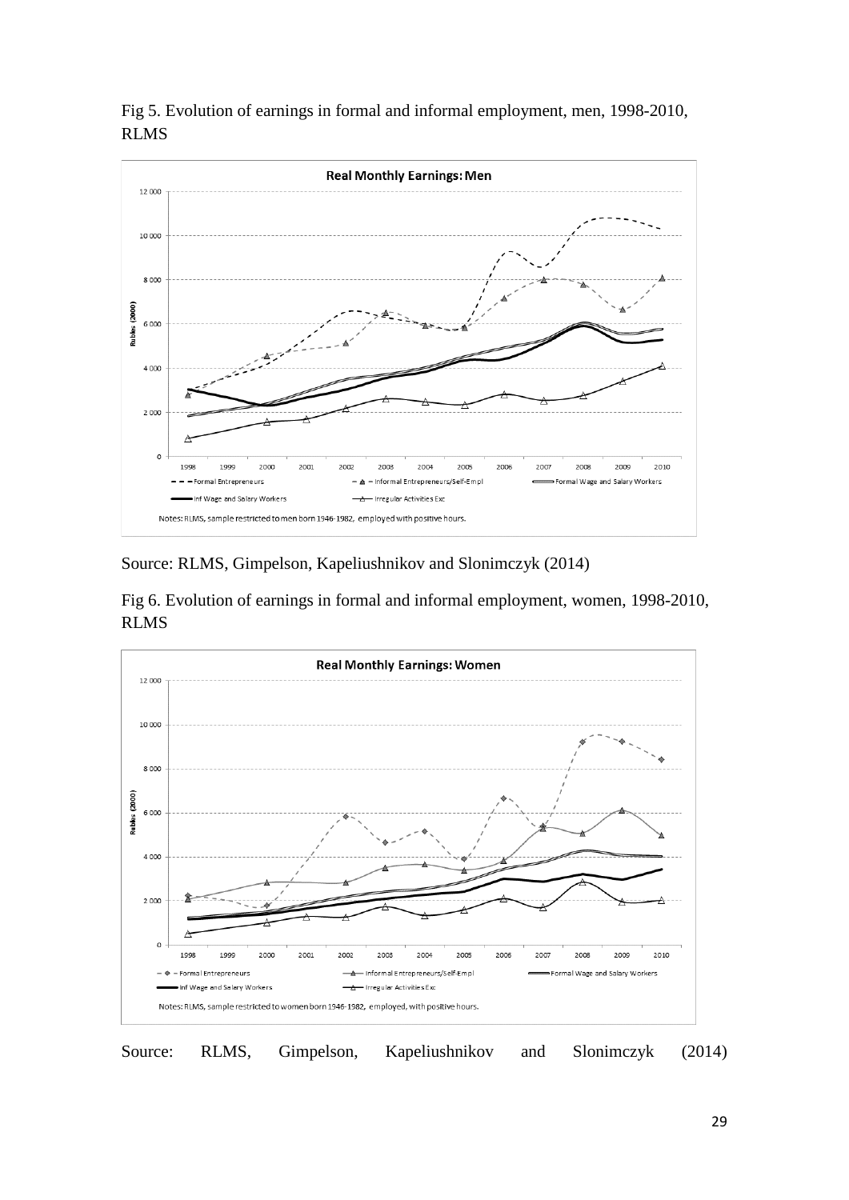Fig 5. Evolution of earnings in formal and informal employment, men, 1998-2010, RLMS

Source: RLMS, Gimpelson, Kapeliushnikov and Slonimczyk (2014)

Fig 6. Evolution of earnings in formal and informal employment, women, 1998-2010, RLMS

Source: RLMS, Gimpelson, Kapeliushnikov and Slonimczyk (2014)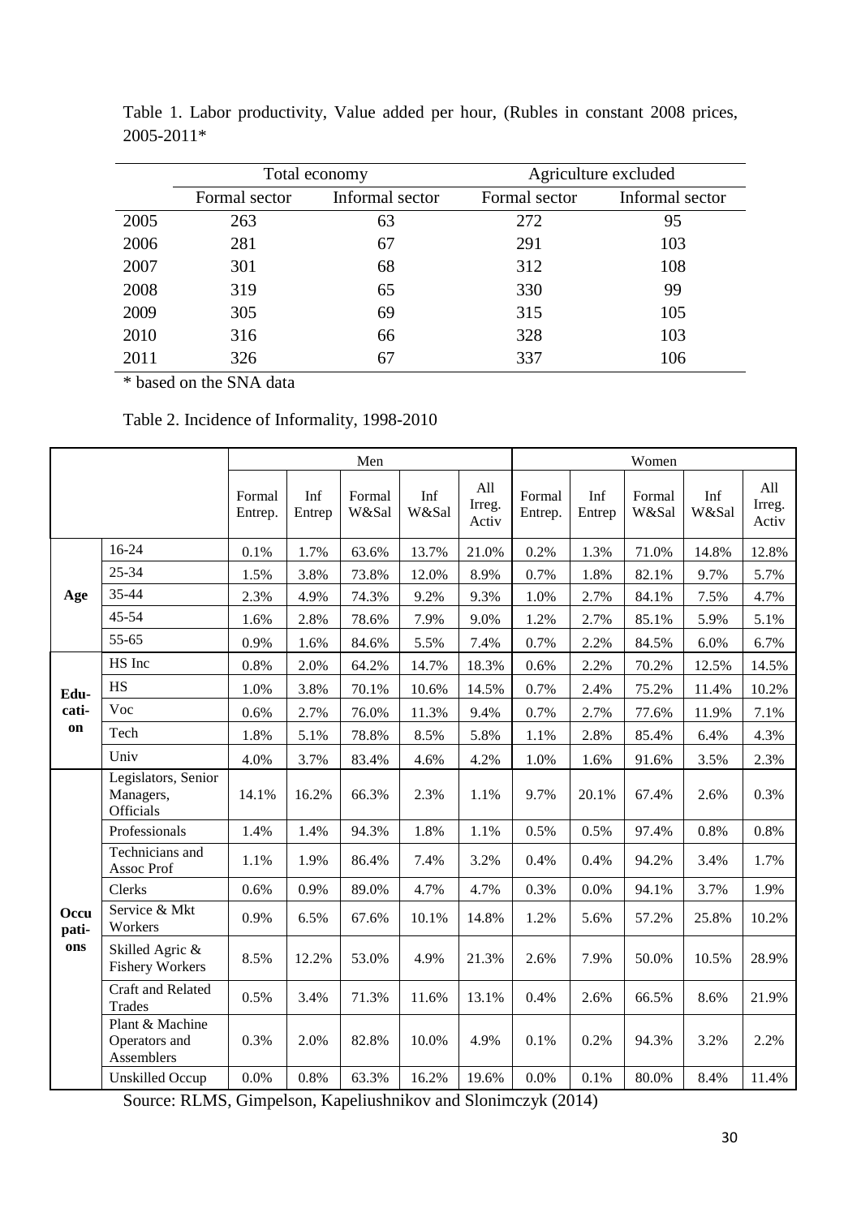Table 1. Labor productivity, Value added per hour, (Rubles in constant 2008 prices, 2005-2011*

| | Total economy | | Agriculture excluded | |
|---|---|---|---|---|
| | Formal sector | Informal sector | Formal sector | Informal sector |
| 2005 | 263 | 63 | 272 | 95 |
| 2006 | 281 | 67 | 291 | 103 |
| 2007 | 301 | 68 | 312 | 108 |
| 2008 | 319 | 65 | 330 | 99 |
| 2009 | 305 | 69 | 315 | 105 |
| 2010 | 316 | 66 | 328 | 103 |
| 2011 | 326 | 67 | 337 | 106 |

* based on the SNA data

Table 2. Incidence of Informality, 1998-2010

| | | Men | | | | | Women | | | | |
|---|---|---|---|---|---|---|---|---|---|---|---|
| | | Formal Entrep. | Inf Entrep | Formal W&Sal | Inf W&Sal | All Irreg. Activ | Formal Entrep. | Inf Entrep | Formal W&Sal | Inf W&Sal | All Irreg. Activ |
| **Age** | 16-24 | 0.1% | 1.7% | 63.6% | 13.7% | 21.0% | 0.2% | 1.3% | 71.0% | 14.8% | 12.8% |
| | 25-34 | 1.5% | 3.8% | 73.8% | 12.0% | 8.9% | 0.7% | 1.8% | 82.1% | 9.7% | 5.7% |
| | 35-44 | 2.3% | 4.9% | 74.3% | 9.2% | 9.3% | 1.0% | 2.7% | 84.1% | 7.5% | 4.7% |
| | 45-54 | 1.6% | 2.8% | 78.6% | 7.9% | 9.0% | 1.2% | 2.7% | 85.1% | 5.9% | 5.1% |
| | 55-65 | 0.9% | 1.6% | 84.6% | 5.5% | 7.4% | 0.7% | 2.2% | 84.5% | 6.0% | 6.7% |
| **Education** | HS Inc | 0.8% | 2.0% | 64.2% | 14.7% | 18.3% | 0.6% | 2.2% | 70.2% | 12.5% | 14.5% |
| | HS | 1.0% | 3.8% | 70.1% | 10.6% | 14.5% | 0.7% | 2.4% | 75.2% | 11.4% | 10.2% |
| | Voc | 0.6% | 2.7% | 76.0% | 11.3% | 9.4% | 0.7% | 2.7% | 77.6% | 11.9% | 7.1% |
| | Tech | 1.8% | 5.1% | 78.8% | 8.5% | 5.8% | 1.1% | 2.8% | 85.4% | 6.4% | 4.3% |
| | Univ | 4.0% | 3.7% | 83.4% | 4.6% | 4.2% | 1.0% | 1.6% | 91.6% | 3.5% | 2.3% |
| **Occupations** | Legislators, Senior Managers, Officials | 14.1% | 16.2% | 66.3% | 2.3% | 1.1% | 9.7% | 20.1% | 67.4% | 2.6% | 0.3% |
| | Professionals | 1.4% | 1.4% | 94.3% | 1.8% | 1.1% | 0.5% | 0.5% | 97.4% | 0.8% | 0.8% |
| | Technicians and Assoc Prof | 1.1% | 1.9% | 86.4% | 7.4% | 3.2% | 0.4% | 0.4% | 94.2% | 3.4% | 1.7% |
| | Clerks | 0.6% | 0.9% | 89.0% | 4.7% | 4.7% | 0.3% | 0.0% | 94.1% | 3.7% | 1.9% |
| | Service & Mkt Workers | 0.9% | 6.5% | 67.6% | 10.1% | 14.8% | 1.2% | 5.6% | 57.2% | 25.8% | 10.2% |
| | Skilled Agric & Fishery Workers | 8.5% | 12.2% | 53.0% | 4.9% | 21.3% | 2.6% | 7.9% | 50.0% | 10.5% | 28.9% |
| | Craft and Related Trades | 0.5% | 3.4% | 71.3% | 11.6% | 13.1% | 0.4% | 2.6% | 66.5% | 8.6% | 21.9% |
| | Plant & Machine Operators and Assemblers | 0.3% | 2.0% | 82.8% | 10.0% | 4.9% | 0.1% | 0.2% | 94.3% | 3.2% | 2.2% |
| | Unskilled Occup | 0.0% | 0.8% | 63.3% | 16.2% | 19.6% | 0.0% | 0.1% | 80.0% | 8.4% | 11.4% |

Source: RLMS, Gimpelson, Kapeliushnikov and Slonimczyk (2014)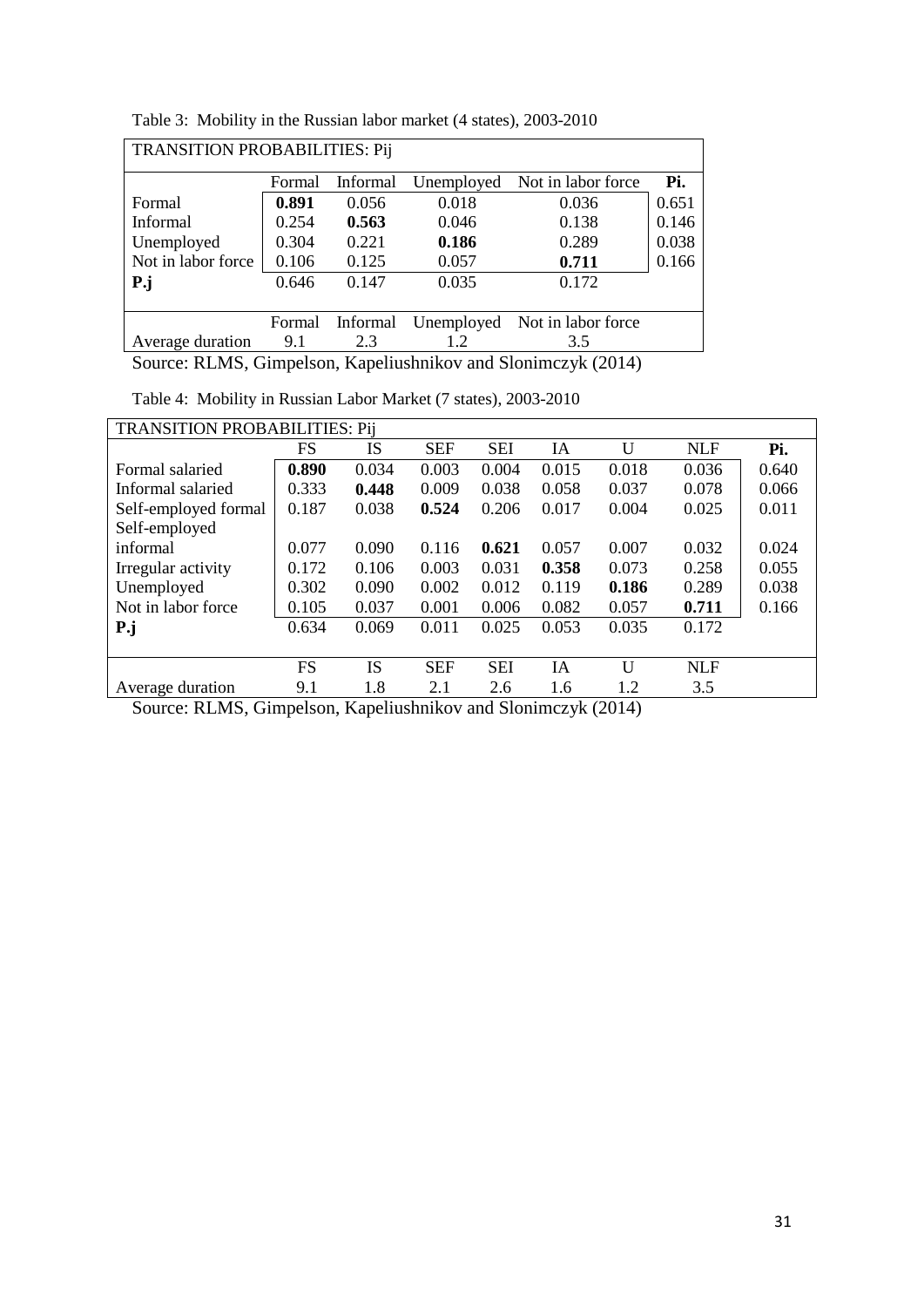Table 3: Mobility in the Russian labor market (4 states), 2003-2010

| TRANSITION PROBABILITIES: Pij | | | | | |
|---|---|---|---|---|---|
| | Formal | Informal | Unemployed | Not in labor force | **Pi.** |
| Formal | **0.891** | 0.056 | 0.018 | 0.036 | 0.651 |
| Informal | 0.254 | **0.563** | 0.046 | 0.138 | 0.146 |
| Unemployed | 0.304 | 0.221 | **0.186** | 0.289 | 0.038 |
| Not in labor force | 0.106 | 0.125 | 0.057 | **0.711** | 0.166 |
| **P.j** | 0.646 | 0.147 | 0.035 | 0.172 | |
| | Formal | Informal | Unemployed | Not in labor force | |
| Average duration | 9.1 | 2.3 | 1.2 | 3.5 | |

Source: RLMS, Gimpelson, Kapeliushnikov and Slonimczyk (2014)

Table 4: Mobility in Russian Labor Market (7 states), 2003-2010

| TRANSITION PROBABILITIES: Pij | | | | | | | | |
|---|---|---|---|---|---|---|---|---|
| | FS | IS | SEF | SEI | IA | U | NLF | **Pi.** |
| Formal salaried | **0.890** | 0.034 | 0.003 | 0.004 | 0.015 | 0.018 | 0.036 | 0.640 |
| Informal salaried | 0.333 | **0.448** | 0.009 | 0.038 | 0.058 | 0.037 | 0.078 | 0.066 |
| Self-employed formal | 0.187 | 0.038 | **0.524** | 0.206 | 0.017 | 0.004 | 0.025 | 0.011 |
| Self-employed informal | 0.077 | 0.090 | 0.116 | **0.621** | 0.057 | 0.007 | 0.032 | 0.024 |
| Irregular activity | 0.172 | 0.106 | 0.003 | 0.031 | **0.358** | 0.073 | 0.258 | 0.055 |
| Unemployed | 0.302 | 0.090 | 0.002 | 0.012 | 0.119 | **0.186** | 0.289 | 0.038 |
| Not in labor force | 0.105 | 0.037 | 0.001 | 0.006 | 0.082 | 0.057 | **0.711** | 0.166 |
| **P.j** | 0.634 | 0.069 | 0.011 | 0.025 | 0.053 | 0.035 | 0.172 | |
| | FS | IS | SEF | SEI | IA | U | NLF | |
| Average duration | 9.1 | 1.8 | 2.1 | 2.6 | 1.6 | 1.2 | 3.5 | |

Source: RLMS, Gimpelson, Kapeliushnikov and Slonimczyk (2014)